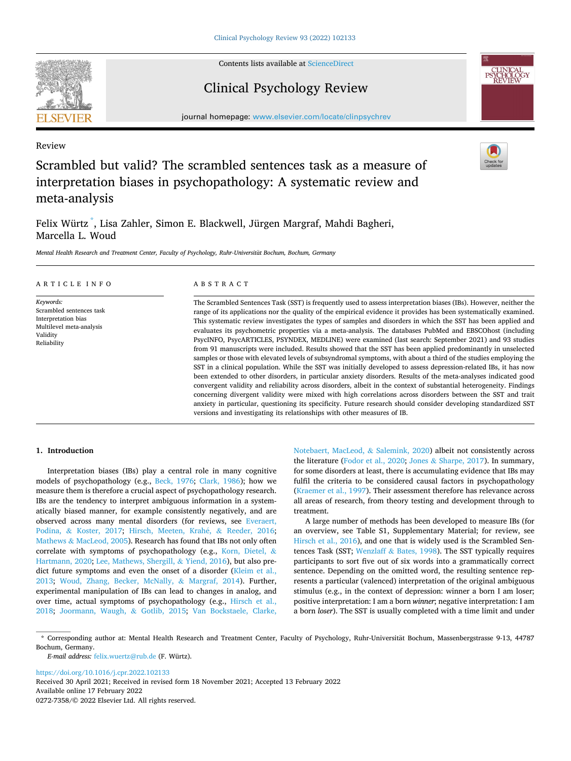Review

# Scrambled but valid? The scrambled sentences task as a measure of interpretation biases in psychopathology: A systematic review and meta-analysis

Felix Würtz *, Lisa Zahler, Simon E. Blackwell, Jürgen Margraf, Mahdi Bagheri, Marcella L. Woud

*Mental Health Research and Treatment Center, Faculty of Psychology, Ruhr-Universität Bochum, Bochum, Germany*

## ARTICLE INFO

*Keywords:*
Scrambled sentences task
Interpretation bias
Multilevel meta-analysis
Validity
Reliability

## ABSTRACT

The Scrambled Sentences Task (SST) is frequently used to assess interpretation biases (IBs). However, neither the range of its applications nor the quality of the empirical evidence it provides has been systematically examined. This systematic review investigates the types of samples and disorders in which the SST has been applied and evaluates its psychometric properties via a meta-analysis. The databases PubMed and EBSCOhost (including PsycINFO, PsycARTICLES, PSYNDEX, MEDLINE) were examined (last search: September 2021) and 93 studies from 91 manuscripts were included. Results showed that the SST has been applied predominantly in unselected samples or those with elevated levels of subsyndromal symptoms, with about a third of the studies employing the SST in a clinical population. While the SST was initially developed to assess depression-related IBs, it has now been extended to other disorders, in particular anxiety disorders. Results of the meta-analyses indicated good convergent validity and reliability across disorders, albeit in the context of substantial heterogeneity. Findings concerning divergent validity were mixed with high correlations across disorders between the SST and trait anxiety in particular, questioning its specificity. Future research should consider developing standardized SST versions and investigating its relationships with other measures of IB.

## 1. Introduction

Interpretation biases (IBs) play a central role in many cognitive models of psychopathology (e.g., Beck, 1976; Clark, 1986); how we measure them is therefore a crucial aspect of psychopathology research. IBs are the tendency to interpret ambiguous information in a systematically biased manner, for example consistently negatively, and are observed across many mental disorders (for reviews, see Everaert, Podina, & Koster, 2017; Hirsch, Meeten, Krahé, & Reeder, 2016; Mathews & MacLeod, 2005). Research has found that IBs not only often correlate with symptoms of psychopathology (e.g., Korn, Dietel, & Hartmann, 2020; Lee, Mathews, Shergill, & Yiend, 2016), but also predict future symptoms and even the onset of a disorder (Kleim et al., 2013; Woud, Zhang, Becker, McNally, & Margraf, 2014). Further, experimental manipulation of IBs can lead to changes in analog, and over time, actual symptoms of psychopathology (e.g., Hirsch et al., 2018; Joormann, Waugh, & Gotlib, 2015; Van Bockstaele, Clarke, Notebaert, MacLeod, & Salemink, 2020) albeit not consistently across the literature (Fodor et al., 2020; Jones & Sharpe, 2017). In summary, for some disorders at least, there is accumulating evidence that IBs may fulfil the criteria to be considered causal factors in psychopathology (Kraemer et al., 1997). Their assessment therefore has relevance across all areas of research, from theory testing and development through to treatment.

A large number of methods has been developed to measure IBs (for an overview, see Table S1, Supplementary Material; for review, see Hirsch et al., 2016), and one that is widely used is the Scrambled Sentences Task (SST; Wenzlaff & Bates, 1998). The SST typically requires participants to sort five out of six words into a grammatically correct sentence. Depending on the omitted word, the resulting sentence represents a particular (valenced) interpretation of the original ambiguous stimulus (e.g., in the context of depression: winner a born I am loser; positive interpretation: I am a born *winner*; negative interpretation: I am a born *loser*). The SST is usually completed with a time limit and under

* Corresponding author at: Mental Health Research and Treatment Center, Faculty of Psychology, Ruhr-Universität Bochum, Massenbergstrasse 9-13, 44787 Bochum, Germany.
*E-mail address:* felix.wuertz@rub.de (F. Würtz).

https://doi.org/10.1016/j.cpr.2022.102133
Received 30 April 2021; Received in revised form 18 November 2021; Accepted 13 February 2022
Available online 17 February 2022
0272-7358/© 2022 Elsevier Ltd. All rights reserved.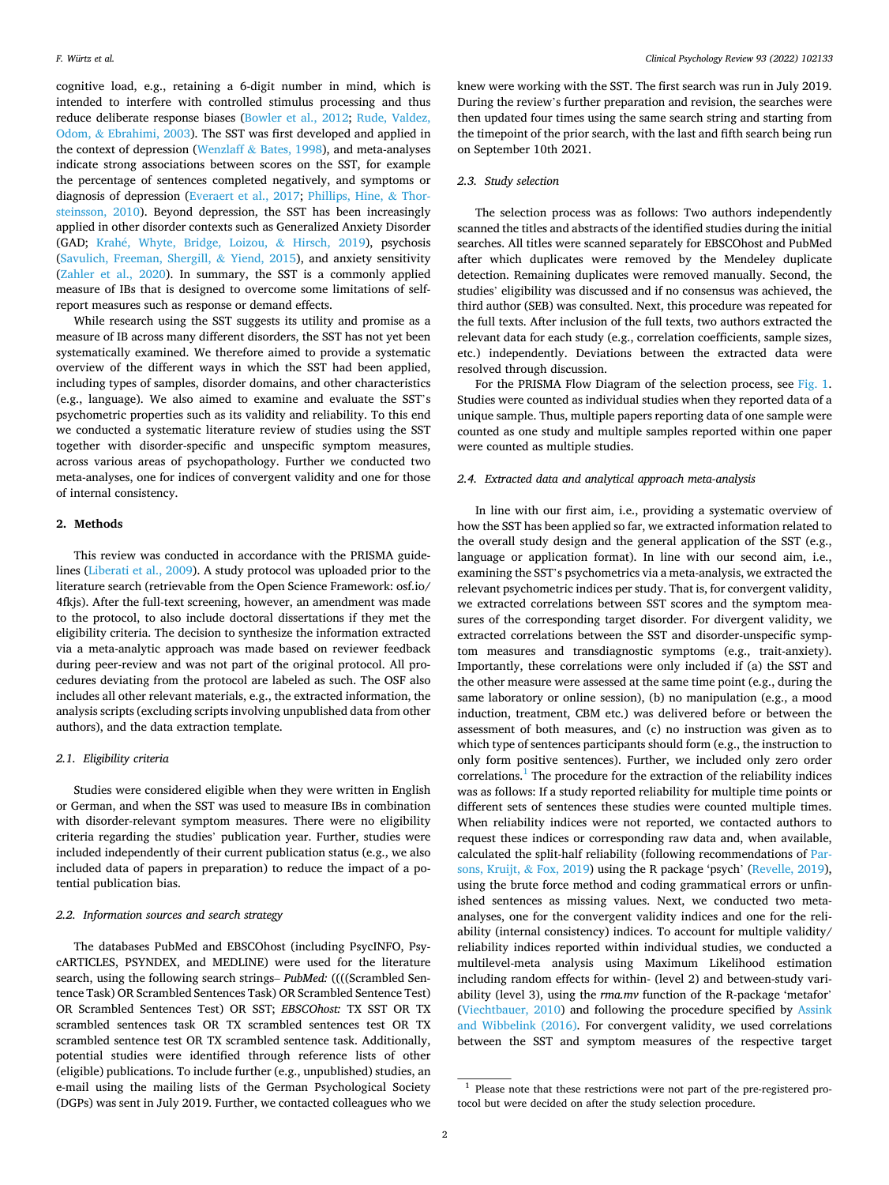cognitive load, e.g., retaining a 6-digit number in mind, which is intended to interfere with controlled stimulus processing and thus reduce deliberate response biases (Bowler et al., 2012; Rude, Valdez, Odom, & Ebrahimi, 2003). The SST was first developed and applied in the context of depression (Wenzlaff & Bates, 1998), and meta-analyses indicate strong associations between scores on the SST, for example the percentage of sentences completed negatively, and symptoms or diagnosis of depression (Everaert et al., 2017; Phillips, Hine, & Thorsteinsson, 2010). Beyond depression, the SST has been increasingly applied in other disorder contexts such as Generalized Anxiety Disorder (GAD; Krahé, Whyte, Bridge, Loizou, & Hirsch, 2019), psychosis (Savulich, Freeman, Shergill, & Yiend, 2015), and anxiety sensitivity (Zahler et al., 2020). In summary, the SST is a commonly applied measure of IBs that is designed to overcome some limitations of self-report measures such as response or demand effects.

While research using the SST suggests its utility and promise as a measure of IB across many different disorders, the SST has not yet been systematically examined. We therefore aimed to provide a systematic overview of the different ways in which the SST had been applied, including types of samples, disorder domains, and other characteristics (e.g., language). We also aimed to examine and evaluate the SST's psychometric properties such as its validity and reliability. To this end we conducted a systematic literature review of studies using the SST together with disorder-specific and unspecific symptom measures, across various areas of psychopathology. Further we conducted two meta-analyses, one for indices of convergent validity and one for those of internal consistency.

## 2. Methods

This review was conducted in accordance with the PRISMA guidelines (Liberati et al., 2009). A study protocol was uploaded prior to the literature search (retrievable from the Open Science Framework: osf.io/4fkjs). After the full-text screening, however, an amendment was made to the protocol, to also include doctoral dissertations if they met the eligibility criteria. The decision to synthesize the information extracted via a meta-analytic approach was made based on reviewer feedback during peer-review and was not part of the original protocol. All procedures deviating from the protocol are labeled as such. The OSF also includes all other relevant materials, e.g., the extracted information, the analysis scripts (excluding scripts involving unpublished data from other authors), and the data extraction template.

### 2.1. Eligibility criteria

Studies were considered eligible when they were written in English or German, and when the SST was used to measure IBs in combination with disorder-relevant symptom measures. There were no eligibility criteria regarding the studies' publication year. Further, studies were included independently of their current publication status (e.g., we also included data of papers in preparation) to reduce the impact of a potential publication bias.

### 2.2. Information sources and search strategy

The databases PubMed and EBSCOhost (including PsycINFO, PsycARTICLES, PSYNDEX, and MEDLINE) were used for the literature search, using the following search strings– *PubMed:* ((((Scrambled Sentence Task) OR Scrambled Sentences Task) OR Scrambled Sentence Test) OR Scrambled Sentences Test) OR SST; *EBSCOhost:* TX SST OR TX scrambled sentences task OR TX scrambled sentences test OR TX scrambled sentence test OR TX scrambled sentence task. Additionally, potential studies were identified through reference lists of other (eligible) publications. To include further (e.g., unpublished) studies, an e-mail using the mailing lists of the German Psychological Society (DGPs) was sent in July 2019. Further, we contacted colleagues who we knew were working with the SST. The first search was run in July 2019. During the review's further preparation and revision, the searches were then updated four times using the same search string and starting from the timepoint of the prior search, with the last and fifth search being run on September 10th 2021.

### 2.3. Study selection

The selection process was as follows: Two authors independently scanned the titles and abstracts of the identified studies during the initial searches. All titles were scanned separately for EBSCOhost and PubMed after which duplicates were removed by the Mendeley duplicate detection. Remaining duplicates were removed manually. Second, the studies' eligibility was discussed and if no consensus was achieved, the third author (SEB) was consulted. Next, this procedure was repeated for the full texts. After inclusion of the full texts, two authors extracted the relevant data for each study (e.g., correlation coefficients, sample sizes, etc.) independently. Deviations between the extracted data were resolved through discussion.

For the PRISMA Flow Diagram of the selection process, see Fig. 1. Studies were counted as individual studies when they reported data of a unique sample. Thus, multiple papers reporting data of one sample were counted as one study and multiple samples reported within one paper were counted as multiple studies.

### 2.4. Extracted data and analytical approach meta-analysis

In line with our first aim, i.e., providing a systematic overview of how the SST has been applied so far, we extracted information related to the overall study design and the general application of the SST (e.g., language or application format). In line with our second aim, i.e., examining the SST's psychometrics via a meta-analysis, we extracted the relevant psychometric indices per study. That is, for convergent validity, we extracted correlations between SST scores and the symptom measures of the corresponding target disorder. For divergent validity, we extracted correlations between the SST and disorder-unspecific symptom measures and transdiagnostic symptoms (e.g., trait-anxiety). Importantly, these correlations were only included if (a) the SST and the other measure were assessed at the same time point (e.g., during the same laboratory or online session), (b) no manipulation (e.g., a mood induction, treatment, CBM etc.) was delivered before or between the assessment of both measures, and (c) no instruction was given as to which type of sentences participants should form (e.g., the instruction to only form positive sentences). Further, we included only zero order correlations.[1] The procedure for the extraction of the reliability indices was as follows: If a study reported reliability for multiple time points or different sets of sentences these studies were counted multiple times. When reliability indices were not reported, we contacted authors to request these indices or corresponding raw data and, when available, calculated the split-half reliability (following recommendations of Parsons, Kruijt, & Fox, 2019) using the R package 'psych' (Revelle, 2019), using the brute force method and coding grammatical errors or unfinished sentences as missing values. Next, we conducted two meta-analyses, one for the convergent validity indices and one for the reliability (internal consistency) indices. To account for multiple validity/reliability indices reported within individual studies, we conducted a multilevel-meta analysis using Maximum Likelihood estimation including random effects for within- (level 2) and between-study variability (level 3), using the *rma.mv* function of the R-package 'metafor' (Viechtbauer, 2010) and following the procedure specified by Assink and Wibbelink (2016). For convergent validity, we used correlations between the SST and symptom measures of the respective target

[1] Please note that these restrictions were not part of the pre-registered protocol but were decided on after the study selection procedure.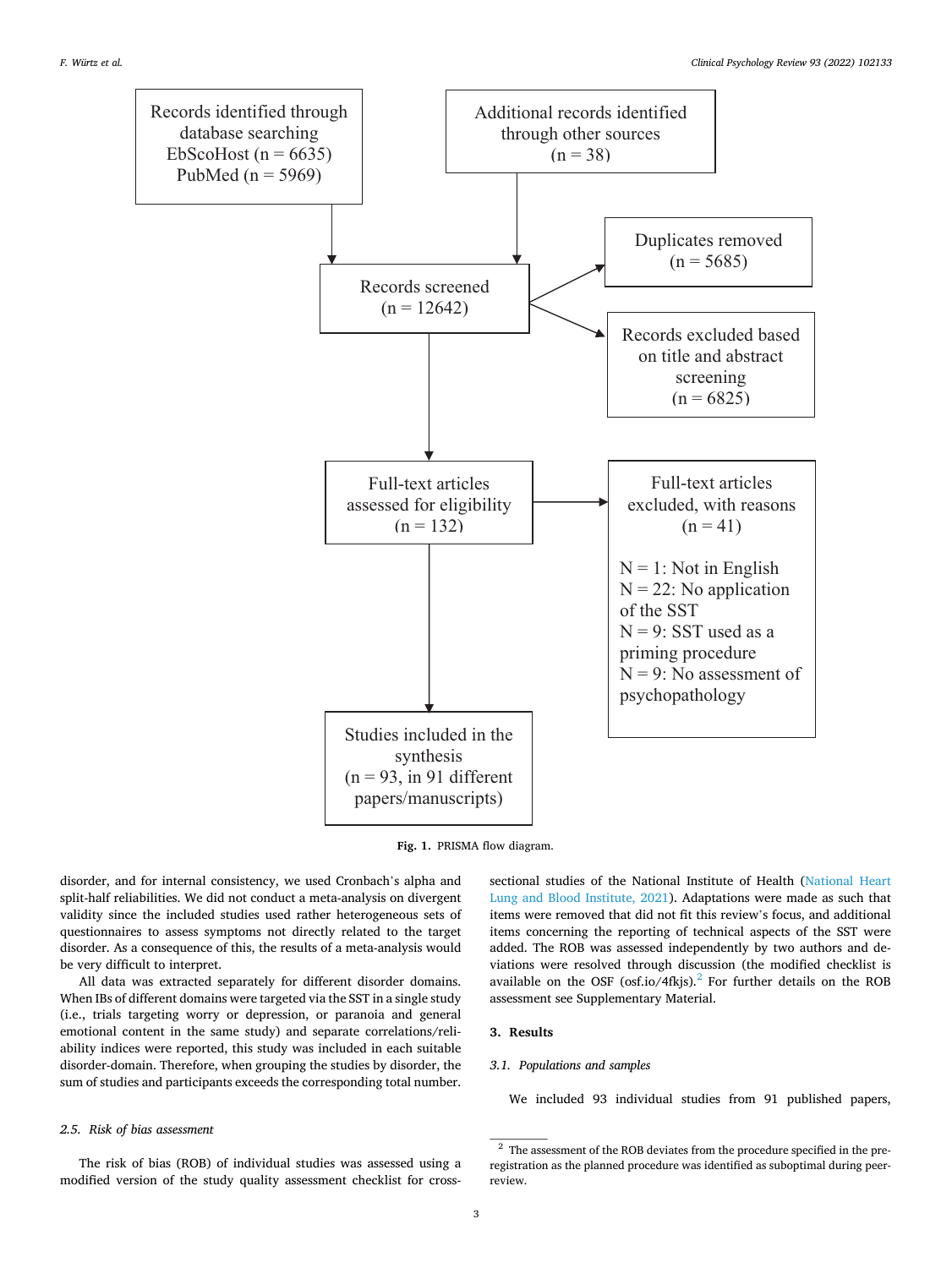Records identified through database searching EbScoHost (n = 6635) PubMed (n = 5969)

Additional records identified through other sources (n = 38)

Records screened (n = 12642)

Duplicates removed (n = 5685)

Records excluded based on title and abstract screening (n = 6825)

Full-text articles assessed for eligibility (n = 132)

Full-text articles excluded, with reasons (n = 41)

N = 1: Not in English
N = 22: No application of the SST
N = 9: SST used as a priming procedure
N = 9: No assessment of psychopathology

Studies included in the synthesis (n = 93, in 91 different papers/manuscripts)

**Fig. 1.** PRISMA flow diagram.

disorder, and for internal consistency, we used Cronbach's alpha and split-half reliabilities. We did not conduct a meta-analysis on divergent validity since the included studies used rather heterogeneous sets of questionnaires to assess symptoms not directly related to the target disorder. As a consequence of this, the results of a meta-analysis would be very difficult to interpret.

All data was extracted separately for different disorder domains. When IBs of different domains were targeted via the SST in a single study (i.e., trials targeting worry or depression, or paranoia and general emotional content in the same study) and separate correlations/reliability indices were reported, this study was included in each suitable disorder-domain. Therefore, when grouping the studies by disorder, the sum of studies and participants exceeds the corresponding total number.

### 2.5. Risk of bias assessment

The risk of bias (ROB) of individual studies was assessed using a modified version of the study quality assessment checklist for cross-sectional studies of the National Institute of Health (National Heart Lung and Blood Institute, 2021). Adaptations were made as such that items were removed that did not fit this review's focus, and additional items concerning the reporting of technical aspects of the SST were added. The ROB was assessed independently by two authors and deviations were resolved through discussion (the modified checklist is available on the OSF (osf.io/4fkjs).[2] For further details on the ROB assessment see Supplementary Material.

## 3. Results

### 3.1. Populations and samples

We included 93 individual studies from 91 published papers,

[2] The assessment of the ROB deviates from the procedure specified in the pre-registration as the planned procedure was identified as suboptimal during peer-review.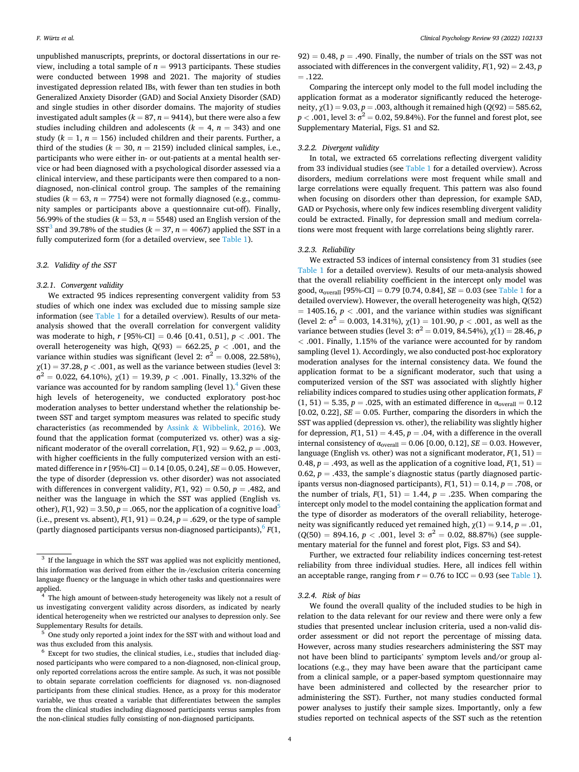unpublished manuscripts, preprints, or doctoral dissertations in our review, including a total sample of $n = 9913$ participants. These studies were conducted between 1998 and 2021. The majority of studies investigated depression related IBs, with fewer than ten studies in both Generalized Anxiety Disorder (GAD) and Social Anxiety Disorder (SAD) and single studies in other disorder domains. The majority of studies investigated adult samples ($k = 87$, $n = 9414$), but there were also a few studies including children and adolescents ($k = 4$, $n = 343$) and one study ($k = 1$, $n = 156$) included children and their parents. Further, a third of the studies ($k = 30$, $n = 2159$) included clinical samples, i.e., participants who were either in- or out-patients at a mental health service or had been diagnosed with a psychological disorder assessed via a clinical interview, and these participants were then compared to a non-diagnosed, non-clinical control group. The samples of the remaining studies ($k = 63$, $n = 7754$) were not formally diagnosed (e.g., community samples or participants above a questionnaire cut-off). Finally, 56.99% of the studies ($k = 53$, $n = 5548$) used an English version of the SST[3] and 39.78% of the studies ($k = 37$, $n = 4067$) applied the SST in a fully computerized form (for a detailed overview, see Table 1).

## 3.2. Validity of the SST

### 3.2.1. Convergent validity

We extracted 95 indices representing convergent validity from 53 studies of which one index was excluded due to missing sample size information (see Table 1 for a detailed overview). Results of our meta-analysis showed that the overall correlation for convergent validity was moderate to high, $r$ [95%-CI] = 0.46 [0.41, 0.51], $p < .001$. The overall heterogeneity was high, $Q(93) = 662.25$, $p < .001$, and the variance within studies was significant (level 2: $\sigma^2 = 0.008$, 22.58%), $\chi(1) = 37.28$, $p < .001$, as well as the variance between studies (level 3: $\sigma^2 = 0.022$, 64.10%), $\chi(1) = 19.39$, $p < .001$. Finally, 13.32% of the variance was accounted for by random sampling (level 1).[4] Given these high levels of heterogeneity, we conducted exploratory post-hoc moderation analyses to better understand whether the relationship between SST and target symptom measures was related to specific study characteristics (as recommended by Assink & Wibbelink, 2016). We found that the application format (computerized vs. other) was a significant moderator of the overall correlation, $F(1, 92) = 9.62$, $p = .003$, with higher coefficients in the fully computerized version with an estimated difference in $r$ [95%-CI] = 0.14 [0.05, 0.24], $SE = 0.05$. However, the type of disorder (depression vs. other disorder) was not associated with differences in convergent validity, $F(1, 92) = 0.50$, $p = .482$, and neither was the language in which the SST was applied (English vs. other), $F(1, 92) = 3.50$, $p = .065$, nor the application of a cognitive load[5] (i.e., present vs. absent), $F(1, 91) = 0.24$, $p = .629$, or the type of sample (partly diagnosed participants versus non-diagnosed participants),[6] $F(1, 92) = 0.48$, $p = .490$. Finally, the number of trials on the SST was not associated with differences in the convergent validity, $F(1, 92) = 2.43$, $p = .122$.

Comparing the intercept only model to the full model including the application format as a moderator significantly reduced the heterogeneity, $\chi(1) = 9.03$, $p = .003$, although it remained high ($Q(92) = 585.62$, $p < .001$, level 3: $\sigma^2 = 0.02$, 59.84%). For the funnel and forest plot, see Supplementary Material, Figs. S1 and S2.

### 3.2.2. Divergent validity

In total, we extracted 65 correlations reflecting divergent validity from 33 individual studies (see Table 1 for a detailed overview). Across disorders, medium correlations were most frequent while small and large correlations were equally frequent. This pattern was also found when focusing on disorders other than depression, for example SAD, GAD or Psychosis, where only few indices resembling divergent validity could be extracted. Finally, for depression small and medium correlations were most frequent with large correlations being slightly rarer.

### 3.2.3. Reliability

We extracted 53 indices of internal consistency from 31 studies (see Table 1 for a detailed overview). Results of our meta-analysis showed that the overall reliability coefficient in the intercept only model was good, $\alpha_{overall}$ [95%-CI] = 0.79 [0.74, 0.84], $SE = 0.03$ (see Table 1 for a detailed overview). However, the overall heterogeneity was high, $Q(52) = 1405.16$, $p < .001$, and the variance within studies was significant (level 2: $\sigma^2 = 0.003$, 14.31%), $\chi(1) = 101.90$, $p < .001$, as well as the variance between studies (level 3: $\sigma^2 = 0.019$, 84.54%), $\chi(1) = 28.46$, $p < .001$. Finally, 1.15% of the variance were accounted for by random sampling (level 1). Accordingly, we also conducted post-hoc exploratory moderation analyses for the internal consistency data. We found the application format to be a significant moderator, such that using a computerized version of the SST was associated with slightly higher reliability indices compared to studies using other application formats, $F(1, 51) = 5.35$, $p = .025$, with an estimated difference in $\alpha_{overall} = 0.12$ [0.02, 0.22], $SE = 0.05$. Further, comparing the disorders in which the SST was applied (depression vs. other), the reliability was slightly higher for depression, $F(1, 51) = 4.45$, $p = .04$, with a difference in the overall internal consistency of $\alpha_{overall} = 0.06$ [0.00, 0.12], $SE = 0.03$. However, language (English vs. other) was not a significant moderator, $F(1, 51) = 0.48$, $p = .493$, as well as the application of a cognitive load, $F(1, 51) = 0.62$, $p = .433$, the sample's diagnostic status (partly diagnosed participants versus non-diagnosed participants), $F(1, 51) = 0.14$, $p = .708$, or the number of trials, $F(1, 51) = 1.44$, $p = .235$. When comparing the intercept only model to the model containing the application format and the type of disorder as moderators of the overall reliability, heterogeneity was significantly reduced yet remained high, $\chi(1) = 9.14$, $p = .01$, ($Q(50) = 894.16$, $p < .001$, level 3: $\sigma^2 = 0.02$, 88.87%) (see supplementary material for the funnel and forest plot, Figs. S3 and S4).

Further, we extracted four reliability indices concerning test-retest reliability from three individual studies. Here, all indices fell within an acceptable range, ranging from $r = 0.76$ to ICC = 0.93 (see Table 1).

### 3.2.4. Risk of bias

We found the overall quality of the included studies to be high in relation to the data relevant for our review and there were only a few studies that presented unclear inclusion criteria, used a non-valid disorder assessment or did not report the percentage of missing data. However, across many studies researchers administering the SST may not have been blind to participants' symptom levels and/or group allocations (e.g., they may have been aware that the participant came from a clinical sample, or a paper-based symptom questionnaire may have been administered and collected by the researcher prior to administering the SST). Further, not many studies conducted formal power analyses to justify their sample sizes. Importantly, only a few studies reported on technical aspects of the SST such as the retention

---

[3] If the language in which the SST was applied was not explicitly mentioned, this information was derived from either the in-/exclusion criteria concerning language fluency or the language in which other tasks and questionnaires were applied.

[4] The high amount of between-study heterogeneity was likely not a result of us investigating convergent validity across disorders, as indicated by nearly identical heterogeneity when we restricted our analyses to depression only. See Supplementary Results for details.

[5] One study only reported a joint index for the SST with and without load and was thus excluded from this analysis.

[6] Except for two studies, the clinical studies, i.e., studies that included diagnosed participants who were compared to a non-diagnosed, non-clinical group, only reported correlations across the entire sample. As such, it was not possible to obtain separate correlation coefficients for diagnosed vs. non-diagnosed participants from these clinical studies. Hence, as a proxy for this moderator variable, we thus created a variable that differentiates between the samples from the clinical studies including diagnosed participants versus samples from the non-clinical studies fully consisting of non-diagnosed participants.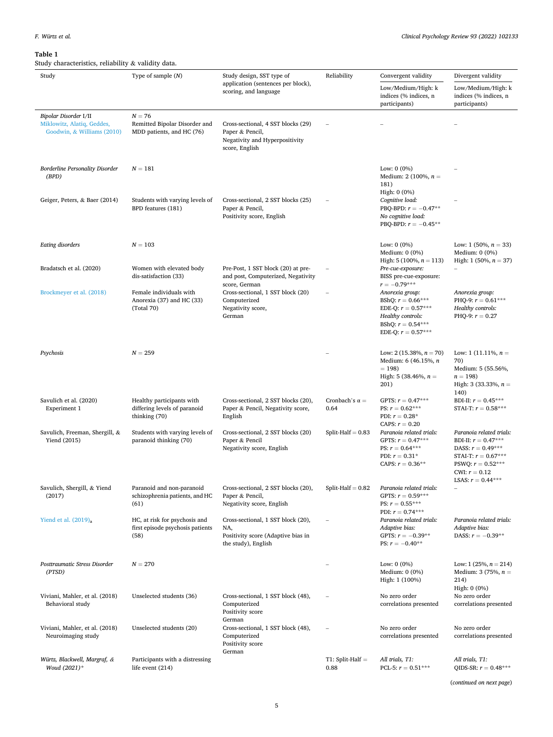**Table 1**
Study characteristics, reliability & validity data.

| Study | Type of sample (*N*) | Study design, SST type of application (sentences per block), scoring, and language | Reliability | Convergent validity | Divergent validity |
|---|---|---|---|---|---|
| | | | | Low/Medium/High: k indices (% indices, n participants) | Low/Medium/High: k indices (% indices, n participants) |
| *Bipolar Disorder I/II* Miklowitz, Alatiq, Geddes, Goodwin, & Williams (2010) | *N* = 76 Remitted Bipolar Disorder and MDD patients, and HC (76) | Cross-sectional, 4 SST blocks (29) Paper & Pencil, Negativity and Hyperpositivity score, English | – | – | – |
| *Borderline Personality Disorder (BPD)* | *N* = 181 | | | Low: 0 (0%) Medium: 2 (100%, *n* = 181) High: 0 (0%) | – |
| Geiger, Peters, & Baer (2014) | Students with varying levels of BPD features (181) | Cross-sectional, 2 SST blocks (25) Paper & Pencil, Positivity score, English | – | *Cognitive load:* PBQ-BPD: *r* = −0.47** *No cognitive load:* PBQ-BPD: *r* = −0.45** | – |
| *Eating disorders* | *N* = 103 | | | Low: 0 (0%) Medium: 0 (0%) High: 5 (100%, *n* = 113) | Low: 1 (50%, *n* = 33) Medium: 0 (0%) High: 1 (50%, *n* = 37) |
| Bradatsch et al. (2020) | Women with elevated body dis-satisfaction (33) | Pre-Post, 1 SST block (20) at pre- and post, Computerized, Negativity score, German | – | *Pre-cue-exposure:* BISS pre-cue-exposure: *r* = −0.79*** | – |
| Brockmeyer et al. (2018) | Female individuals with Anorexia (37) and HC (33) (Total 70) | Cross-sectional, 1 SST block (20) Computerized Negativity score, German | – | *Anorexia group:* BShQ: *r* = 0.66*** EDE-Q: *r* = 0.57*** *Healthy controls:* BShQ: *r* = 0.54*** EDE-Q: *r* = 0.57*** | *Anorexia group:* PHQ-9: *r* = 0.61*** *Healthy controls:* PHQ-9: *r* = 0.27 |
| *Psychosis* | *N* = 259 | | – | Low: 2 (15.38%, *n* = 70) Medium: 6 (46.15%, *n* = 198) High: 5 (38.46%, *n* = 201) | Low: 1 (11.11%, *n* = 70) Medium: 5 (55.56%, *n* = 198) High: 3 (33.33%, *n* = 140) |
| Savulich et al. (2020) Experiment 1 | Healthy participants with differing levels of paranoid thinking (70) | Cross-sectional, 2 SST blocks (20), Paper & Pencil, Negativity score, English | Cronbach`s α = 0.64 | GPTS: *r* = 0.47*** PS: *r* = 0.62*** PDI: *r* = 0.28* CAPS: *r* = 0.20 | BDI-II: *r* = 0.45*** STAI-T: *r* = 0.58*** |
| Savulich, Freeman, Shergill, & Yiend (2015) | Students with varying levels of paranoid thinking (70) | Cross-sectional, 2 SST blocks (20) Paper & Pencil Negativity score, English | Split-Half = 0.83 | *Paranoia related trials:* GPTS: *r* = 0.47*** PS: *r* = 0.64*** PDI: *r* = 0.31* CAPS: *r* = 0.36** | *Paranoia related trials:* BDI-II: *r* = 0.47*** DASS: *r* = 0.49*** STAI-T: *r* = 0.67*** PSWQ: *r* = 0.52*** CWI: *r* = 0.12 LSAS: *r* = 0.44*** |
| Savulich, Shergill, & Yiend (2017) | Paranoid and non-paranoid schizophrenia patients, and HC (61) | Cross-sectional, 2 SST blocks (20), Paper & Pencil, Negativity score, English | Split-Half = 0.82 | *Paranoia related trials:* GPTS: *r* = 0.59*** PS: *r* = 0.55*** PDI: *r* = 0.74*** | – |
| Yiend et al. (2019)[a] | HC, at risk for psychosis and first episode psychosis patients (58) | Cross-sectional, 1 SST block (20), NA, Positivity score (Adaptive bias in the study), English | – | *Paranoia related trials:* *Adaptive bias:* GPTS: *r* = −0.39** PS: *r* = −0.40** | *Paranoia related trials:* *Adaptive bias:* DASS: *r* = −0.39** |
| *Posttraumatic Stress Disorder (PTSD)* | *N* = 270 | | – | Low: 0 (0%) Medium: 0 (0%) High: 1 (100%) | Low: 1 (25%, *n* = 214) Medium: 3 (75%, *n* = 214) High: 0 (0%) |
| Viviani, Mahler, et al. (2018) Behavioral study | Unselected students (36) | Cross-sectional, 1 SST block (48), Computerized Positivity score German | – | No zero order correlations presented | No zero order correlations presented |
| Viviani, Mahler, et al. (2018) Neuroimaging study | Unselected students (20) | Cross-sectional, 1 SST block (48), Computerized Positivity score German | – | No zero order correlations presented | No zero order correlations presented |
| *Würtz, Blackwell, Margraf, & Woud (2021)\** | Participants with a distressing life event (214) | | T1: Split-Half = 0.88 | *All trials, T1:* PCL-5: *r* = 0.51*** | *All trials, T1:* QIDS-SR: *r* = 0.48*** |

(*continued on next page*)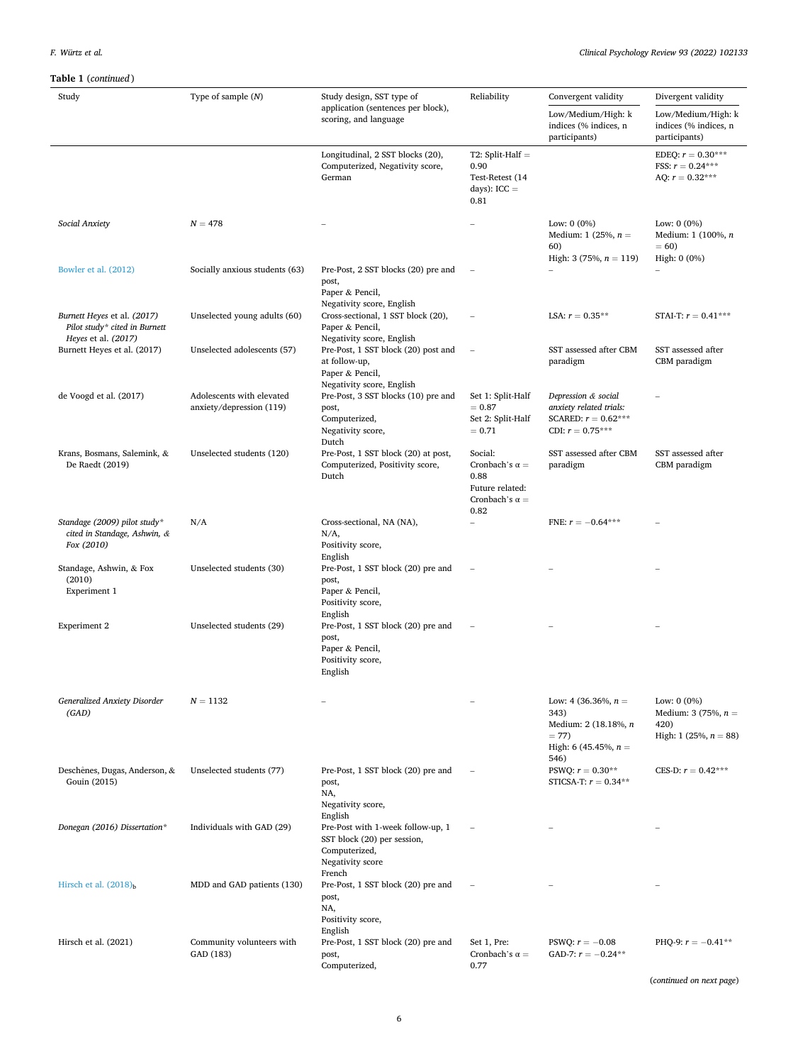**Table 1** (*continued*)

| Study | Type of sample (*N*) | Study design, SST type of application (sentences per block), scoring, and language | Reliability | Convergent validity | Divergent validity |
|---|---|---|---|---|---|
| | | | | Low/Medium/High: k indices (% indices, n participants) | Low/Medium/High: k indices (% indices, n participants) |
| | | Longitudinal, 2 SST blocks (20), Computerized, Negativity score, German | T2: Split-Half = 0.90<br>Test-Retest (14 days): ICC = 0.81 | | EDEQ: $r = 0.30$***<br>FSS: $r = 0.24$***<br>AQ: $r = 0.32$*** |
| *Social Anxiety* | $N = 478$ | – | – | Low: 0 (0%)<br>Medium: 1 (25%, $n = 60$)<br>High: 3 (75%, $n = 119$) | Low: 0 (0%)<br>Medium: 1 (100%, $n = 60$)<br>High: 0 (0%) |
| Bowler et al. (2012) | Socially anxious students (63) | Pre-Post, 2 SST blocks (20) pre and post,<br>Paper & Pencil,<br>Negativity score, English | – | – | – |
| *Burnett Heyes et al. (2017) Pilot study* cited in Burnett Heyes et al. (2017)* | Unselected young adults (60) | Cross-sectional, 1 SST block (20),<br>Paper & Pencil,<br>Negativity score, English | – | LSA: $r = 0.35$** | STAI-T: $r = 0.41$*** |
| Burnett Heyes et al. (2017) | Unselected adolescents (57) | Pre-Post, 1 SST block (20) post and at follow-up,<br>Paper & Pencil,<br>Negativity score, English | – | SST assessed after CBM paradigm | SST assessed after CBM paradigm |
| de Voogd et al. (2017) | Adolescents with elevated anxiety/depression (119) | Pre-Post, 3 SST blocks (10) pre and post,<br>Computerized,<br>Negativity score,<br>Dutch | Set 1: Split-Half = 0.87<br>Set 2: Split-Half = 0.71 | *Depression & social anxiety related trials:*<br>SCARED: $r = 0.62$***<br>CDI: $r = 0.75$*** | – |
| Krans, Bosmans, Salemink, & De Raedt (2019) | Unselected students (120) | Pre-Post, 1 SST block (20) at post,<br>Computerized, Positivity score,<br>Dutch | Social: Cronbach's α = 0.88<br>Future related: Cronbach's α = 0.82 | SST assessed after CBM paradigm | SST assessed after CBM paradigm |
| *Standage (2009) pilot study* cited in Standage, Ashwin, & Fox (2010)* | N/A | Cross-sectional, NA (NA),<br>N/A,<br>Positivity score,<br>English | – | FNE: $r = -0.64$*** | – |
| Standage, Ashwin, & Fox (2010)<br>Experiment 1 | Unselected students (30) | Pre-Post, 1 SST block (20) pre and post,<br>Paper & Pencil,<br>Positivity score,<br>English | – | – | – |
| Experiment 2 | Unselected students (29) | Pre-Post, 1 SST block (20) pre and post,<br>Paper & Pencil,<br>Positivity score,<br>English | – | – | – |
| *Generalized Anxiety Disorder (GAD)* | $N = 1132$ | – | – | Low: 4 (36.36%, $n = 343$)<br>Medium: 2 (18.18%, $n = 77$)<br>High: 6 (45.45%, $n = 546$) | Low: 0 (0%)<br>Medium: 3 (75%, $n = 420$)<br>High: 1 (25%, $n = 88$) |
| Deschênes, Dugas, Anderson, & Gouin (2015) | Unselected students (77) | Pre-Post, 1 SST block (20) pre and post,<br>NA,<br>Negativity score,<br>English | – | PSWQ: $r = 0.30$**<br>STICSA-T: $r = 0.34$** | CES-D: $r = 0.42$*** |
| *Donegan (2016) Dissertation** | Individuals with GAD (29) | Pre-Post with 1-week follow-up, 1 SST block (20) per session,<br>Computerized,<br>Negativity score<br>French | – | – | – |
| Hirsch et al. (2018)[b] | MDD and GAD patients (130) | Pre-Post, 1 SST block (20) pre and post,<br>NA,<br>Positivity score,<br>English | – | – | – |
| Hirsch et al. (2021) | Community volunteers with GAD (183) | Pre-Post, 1 SST block (20) pre and post,<br>Computerized, | Set 1, Pre: Cronbach's α = 0.77 | PSWQ: $r = -0.08$<br>GAD-7: $r = -0.24$** | PHQ-9: $r = -0.41$** |

(*continued on next page*)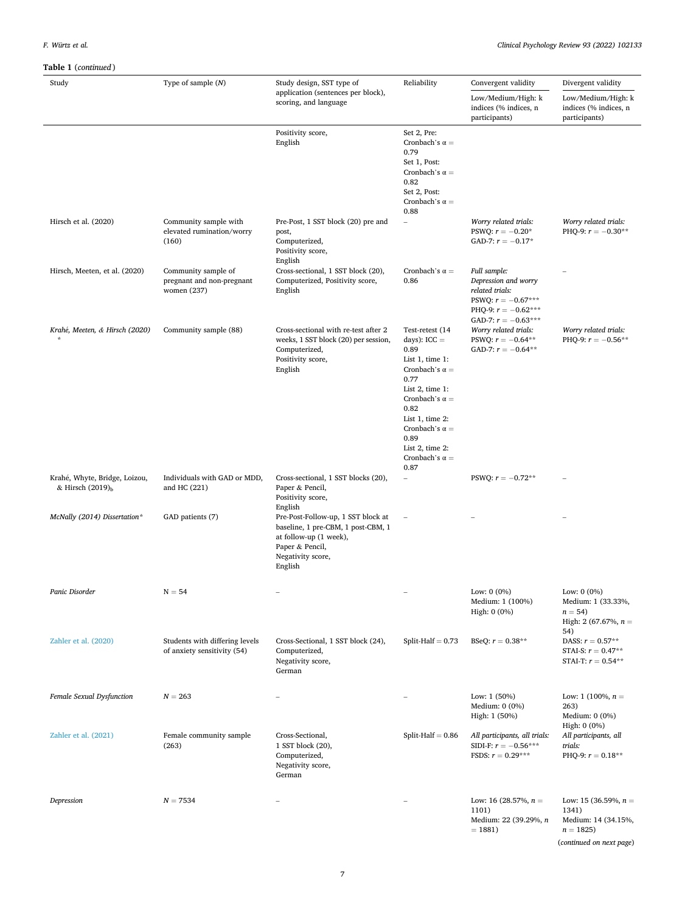**Table 1** (*continued*)

| Study | Type of sample (*N*) | Study design, SST type of application (sentences per block), scoring, and language | Reliability | Convergent validity | Divergent validity |
|---|---|---|---|---|---|
| | | | | Low/Medium/High: k indices (% indices, n participants) | Low/Medium/High: k indices (% indices, n participants) |
| | | Positivity score, English | Set 2, Pre: Cronbach's α = 0.79 Set 1, Post: Cronbach's α = 0.82 Set 2, Post: Cronbach's α = 0.88 | | |
| Hirsch et al. (2020) | Community sample with elevated rumination/worry (160) | Pre-Post, 1 SST block (20) pre and post, Computerized, Positivity score, English | – | *Worry related trials:* PSWQ: $r = -0.20^{*}$ GAD-7: $r = -0.17^{*}$ | *Worry related trials:* PHQ-9: $r = -0.30^{**}$ |
| Hirsch, Meeten, et al. (2020) | Community sample of pregnant and non-pregnant women (237) | Cross-sectional, 1 SST block (20), Computerized, Positivity score, English | Cronbach's α = 0.86 | *Full sample: Depression and worry related trials:* PSWQ: $r = -0.67^{***}$ PHQ-9: $r = -0.62^{***}$ GAD-7: $r = -0.63^{***}$ | – |
| *Krahé, Meeten, & Hirsch (2020)* * | Community sample (88) | Cross-sectional with re-test after 2 weeks, 1 SST block (20) per session, Computerized, Positivity score, English | Test-retest (14 days): ICC = 0.89 List 1, time 1: Cronbach's α = 0.77 List 2, time 1: Cronbach's α = 0.82 List 1, time 2: Cronbach's α = 0.89 List 2, time 2: Cronbach's α = 0.87 | *Worry related trials:* PSWQ: $r = -0.64^{**}$ GAD-7: $r = -0.64^{**}$ | *Worry related trials:* PHQ-9: $r = -0.56^{**}$ |
| Krahé, Whyte, Bridge, Loizou, & Hirsch (2019)[b] | Individuals with GAD or MDD, and HC (221) | Cross-sectional, 1 SST blocks (20), Paper & Pencil, Positivity score, English | – | PSWQ: $r = -0.72^{**}$ | – |
| *McNally (2014) Dissertation** | GAD patients (7) | Pre-Post-Follow-up, 1 SST block at baseline, 1 pre-CBM, 1 post-CBM, 1 at follow-up (1 week), Paper & Pencil, Negativity score, English | – | – | – |
| *Panic Disorder* | N = 54 | – | – | Low: 0 (0%) Medium: 1 (100%) High: 0 (0%) | Low: 0 (0%) Medium: 1 (33.33%, n = 54) High: 2 (67.67%, n = 54) |
| Zahler et al. (2020) | Students with differing levels of anxiety sensitivity (54) | Cross-Sectional, 1 SST block (24), Computerized, Negativity score, German | Split-Half = 0.73 | BSeQ: $r = 0.38^{**}$ | DASS: $r = 0.57^{**}$ STAI-S: $r = 0.47^{**}$ STAI-T: $r = 0.54^{**}$ |
| *Female Sexual Dysfunction* | *N* = 263 | – | – | Low: 1 (50%) Medium: 0 (0%) High: 1 (50%) | Low: 1 (100%, n = 263) Medium: 0 (0%) High: 0 (0%) |
| Zahler et al. (2021) | Female community sample (263) | Cross-Sectional, 1 SST block (20), Computerized, Negativity score, German | Split-Half = 0.86 | *All participants, all trials:* SIDI-F: $r = -0.56^{***}$ FSDS: $r = 0.29^{***}$ | *All participants, all trials:* PHQ-9: $r = 0.18^{**}$ |
| *Depression* | *N* = 7534 | – | – | Low: 16 (28.57%, n = 1101) Medium: 22 (39.29%, n = 1881) | Low: 15 (36.59%, n = 1341) Medium: 14 (34.15%, n = 1825) |

(*continued on next page*)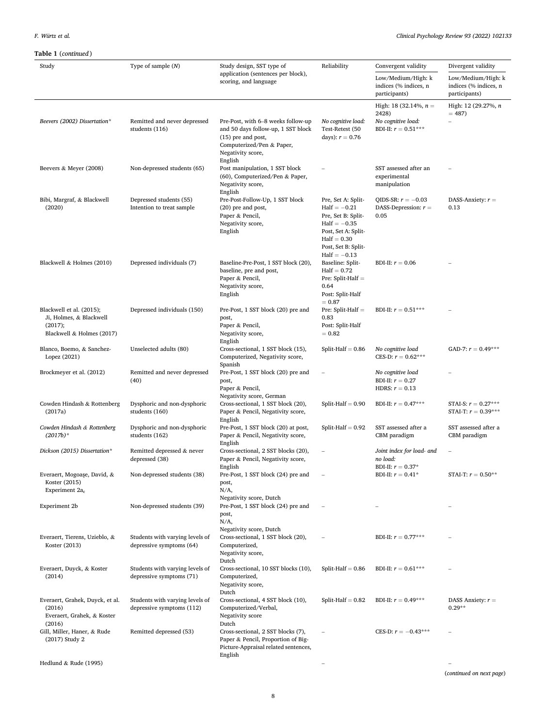**Table 1** (*continued*)

| Study | Type of sample (*N*) | Study design, SST type of application (sentences per block), scoring, and language | Reliability | Convergent validity | Divergent validity |
|---|---|---|---|---|---|
| | | | | Low/Medium/High: k indices (% indices, n participants) | Low/Medium/High: k indices (% indices, n participants) |
| | | | | High: 18 (32.14%, $n = 2428$) | High: 12 (29.27%, $n = 487$) |
| *Beevers (2002) Dissertation\** | Remitted and never depressed students (116) | Pre-Post, with 6–8 weeks follow-up and 50 days follow-up, 1 SST block (15) pre and post, Computerized/Pen & Paper, Negativity score, English | *No cognitive load:* Test-Retest (50 days): $r = 0.76$ | *No cognitive load:* BDI-II: $r = 0.51$*** | – |
| Beevers & Meyer (2008) | Non-depressed students (65) | Post manipulation, 1 SST block (60), Computerized/Pen & Paper, Negativity score, English | – | SST assessed after an experimental manipulation | – |
| Bibi, Margraf, & Blackwell (2020) | Depressed students (55) Intention to treat sample | Pre-Post-Follow-Up, 1 SST block (20) pre and post, Paper & Pencil, Negativity score, English | Pre, Set A: Split-Half = −0.21 Pre, Set B: Split-Half = −0.35 Post, Set A: Split-Half = 0.30 Post, Set B: Split-Half = −0.13 | QIDS-SR: $r = -0.03$ DASS-Depression: $r = 0.05$ | DASS-Anxiety: $r = 0.13$ |
| Blackwell & Holmes (2010) | Depressed individuals (7) | Baseline-Pre-Post, 1 SST block (20), baseline, pre and post, Paper & Pencil, Negativity score, English | Baseline: Split-Half = 0.72 Pre: Split-Half = 0.64 Post: Split-Half = 0.87 | BDI-II: $r = 0.06$ | – |
| Blackwell et al. (2015); Ji, Holmes, & Blackwell (2017); Blackwell & Holmes (2017) | Depressed individuals (150) | Pre-Post, 1 SST block (20) pre and post, Paper & Pencil, Negativity score, English | Pre: Split-Half = 0.83 Post: Split-Half = 0.82 | BDI-II: $r = 0.51$*** | – |
| Blanco, Boemo, & Sanchez-Lopez (2021) | Unselected adults (80) | Cross-sectional, 1 SST block (15), Computerized, Negativity score, Spanish | Split-Half = 0.86 | *No cognitive load* CES-D: $r = 0.62$*** | GAD-7: $r = 0.49$*** |
| Brockmeyer et al. (2012) | Remitted and never depressed (40) | Pre-Post, 1 SST block (20) pre and post, Paper & Pencil, Negativity score, German | – | *No cognitive load* BDI-II: $r = 0.27$ HDRS: $r = 0.13$ | – |
| Cowden Hindash & Rottenberg (2017a) | Dysphoric and non-dysphoric students (160) | Cross-sectional, 1 SST block (20), Paper & Pencil, Negativity score, English | Split-Half = 0.90 | BDI-II: $r = 0.47$*** | STAI-S: $r = 0.27$*** STAI-T: $r = 0.39$*** |
| *Cowden Hindash & Rottenberg (2017b)\** | Dysphoric and non-dysphoric students (162) | Pre-Post, 1 SST block (20) at post, Paper & Pencil, Negativity score, English | Split-Half = 0.92 | SST assessed after a CBM paradigm | SST assessed after a CBM paradigm |
| *Dickson (2015) Dissertation\** | Remitted depressed & never depressed (38) | Cross-sectional, 2 SST blocks (20), Paper & Pencil, Negativity score, English | – | *Joint index for load- and no load:* BDI-II: $r = 0.37$* | – |
| Everaert, Mogoaşe, David, & Koster (2015) Experiment 2a[c] | Non-depressed students (38) | Pre-Post, 1 SST block (24) pre and post, N/A, Negativity score, Dutch | – | BDI-II: $r = 0.41$* | STAI-T: $r = 0.50$** |
| Experiment 2b | Non-depressed students (39) | Pre-Post, 1 SST block (24) pre and post, N/A, Negativity score, Dutch | – | – | – |
| Everaert, Tierens, Uzieblo, & Koster (2013) | Students with varying levels of depressive symptoms (64) | Cross-sectional, 1 SST block (20), Computerized, Negativity score, Dutch | – | BDI-II: $r = 0.77$*** | – |
| Everaert, Duyck, & Koster (2014) | Students with varying levels of depressive symptoms (71) | Cross-sectional, 10 SST blocks (10), Computerized, Negativity score, Dutch | Split-Half = 0.86 | BDI-II: $r = 0.61$*** | – |
| Everaert, Grahek, Duyck, et al. (2016) Everaert, Grahek, & Koster (2016) | Students with varying levels of depressive symptoms (112) | Cross-sectional, 4 SST block (10), Computerized/Verbal, Negativity score Dutch | Split-Half = 0.82 | BDI-II: $r = 0.49$*** | DASS Anxiety: $r = 0.29$** |
| Gill, Miller, Haner, & Rude (2017) Study 2 | Remitted depressed (53) | Cross-sectional, 2 SST blocks (7), Paper & Pencil, Proportion of Big-Picture-Appraisal related sentences, English | – | CES-D: $r = -0.43$*** | – |
| Hedlund & Rude (1995) | | | – | | – |

(*continued on next page*)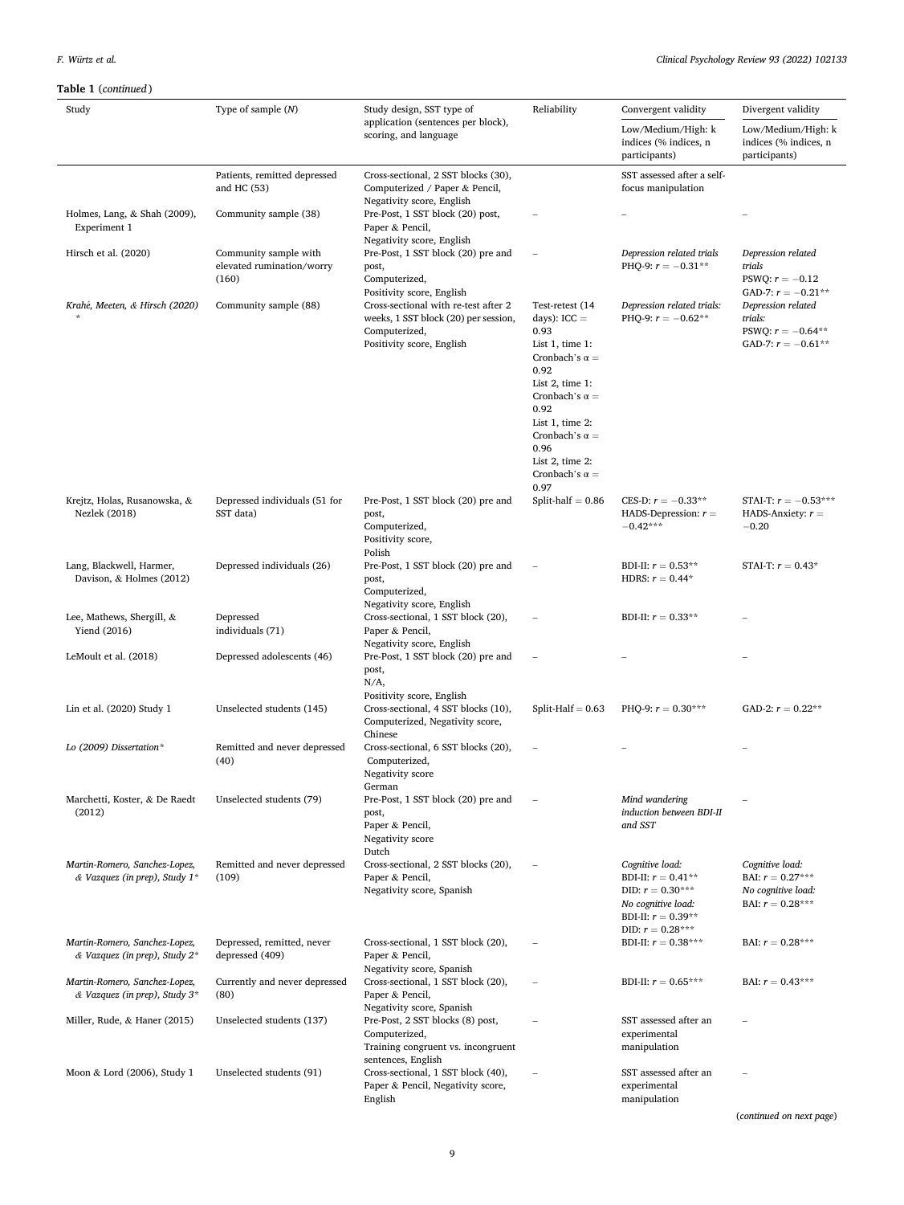**Table 1** (*continued*)

| Study | Type of sample (*N*) | Study design, SST type of application (sentences per block), scoring, and language | Reliability | Convergent validity | Divergent validity |
|---|---|---|---|---|---|
| | | | | Low/Medium/High: k indices (% indices, n participants) | Low/Medium/High: k indices (% indices, n participants) |
| | Patients, remitted depressed and HC (53) | Cross-sectional, 2 SST blocks (30), Computerized / Paper & Pencil, Negativity score, English | | SST assessed after a self-focus manipulation | |
| Holmes, Lang, & Shah (2009), Experiment 1 | Community sample (38) | Pre-Post, 1 SST block (20) post, Paper & Pencil, Negativity score, English | – | – | – |
| Hirsch et al. (2020) | Community sample with elevated rumination/worry (160) | Pre-Post, 1 SST block (20) pre and post, Computerized, Positivity score, English | – | *Depression related trials* PHQ-9: $r = -0.31$** | *Depression related trials* PSWQ: $r = -0.12$ GAD-7: $r = -0.21$** |
| *Krahé, Meeten, & Hirsch (2020)* * | Community sample (88) | Cross-sectional with re-test after 2 weeks, 1 SST block (20) per session, Computerized, Positivity score, English | Test-retest (14 days): ICC = 0.93 List 1, time 1: Cronbach's α = 0.92 List 2, time 1: Cronbach's α = 0.92 List 1, time 2: Cronbach's α = 0.96 List 2, time 2: Cronbach's α = 0.97 | *Depression related trials:* PHQ-9: $r = -0.62$** | *Depression related trials:* PSWQ: $r = -0.64$** GAD-7: $r = -0.61$** |
| Krejtz, Holas, Rusanowska, & Nezlek (2018) | Depressed individuals (51 for SST data) | Pre-Post, 1 SST block (20) pre and post, Computerized, Positivity score, Polish | Split-half = 0.86 | CES-D: $r = -0.33$** HADS-Depression: $r = -0.42$*** | STAI-T: $r = -0.53$*** HADS-Anxiety: $r = -0.20$ |
| Lang, Blackwell, Harmer, Davison, & Holmes (2012) | Depressed individuals (26) | Pre-Post, 1 SST block (20) pre and post, Computerized, Negativity score, English | – | BDI-II: $r = 0.53$** HDRS: $r = 0.44$* | STAI-T: $r = 0.43$* |
| Lee, Mathews, Shergill, & Yiend (2016) | Depressed individuals (71) | Cross-sectional, 1 SST block (20), Paper & Pencil, Negativity score, English | – | BDI-II: $r = 0.33$** | – |
| LeMoult et al. (2018) | Depressed adolescents (46) | Pre-Post, 1 SST block (20) pre and post, N/A, Positivity score, English | – | – | – |
| Lin et al. (2020) Study 1 | Unselected students (145) | Cross-sectional, 4 SST blocks (10), Computerized, Negativity score, Chinese | Split-Half = 0.63 | PHQ-9: $r = 0.30$*** | GAD-2: $r = 0.22$** |
| *Lo (2009) Dissertation** | Remitted and never depressed (40) | Cross-sectional, 6 SST blocks (20), Computerized, Negativity score German | – | – | – |
| Marchetti, Koster, & De Raedt (2012) | Unselected students (79) | Pre-Post, 1 SST block (20) pre and post, Paper & Pencil, Negativity score Dutch | – | *Mind wandering induction between BDI-II and SST* | – |
| *Martin-Romero, Sanchez-Lopez, & Vazquez (in prep), Study 1** | Remitted and never depressed (109) | Cross-sectional, 2 SST blocks (20), Paper & Pencil, Negativity score, Spanish | – | *Cognitive load:* BDI-II: $r = 0.41$** DID: $r = 0.30$*** *No cognitive load:* BDI-II: $r = 0.39$** DID: $r = 0.28$*** | *Cognitive load:* BAI: $r = 0.27$*** *No cognitive load:* BAI: $r = 0.28$*** |
| *Martin-Romero, Sanchez-Lopez, & Vazquez (in prep), Study 2** | Depressed, remitted, never depressed (409) | Cross-sectional, 1 SST block (20), Paper & Pencil, Negativity score, Spanish | – | BDI-II: $r = 0.38$*** | BAI: $r = 0.28$*** |
| *Martin-Romero, Sanchez-Lopez, & Vazquez (in prep), Study 3** | Currently and never depressed (80) | Cross-sectional, 1 SST block (20), Paper & Pencil, Negativity score, Spanish | – | BDI-II: $r = 0.65$*** | BAI: $r = 0.43$*** |
| Miller, Rude, & Haner (2015) | Unselected students (137) | Pre-Post, 2 SST blocks (8) post, Computerized, Training congruent vs. incongruent sentences, English | – | SST assessed after an experimental manipulation | – |
| Moon & Lord (2006), Study 1 | Unselected students (91) | Cross-sectional, 1 SST block (40), Paper & Pencil, Negativity score, English | – | SST assessed after an experimental manipulation | – |

(*continued on next page*)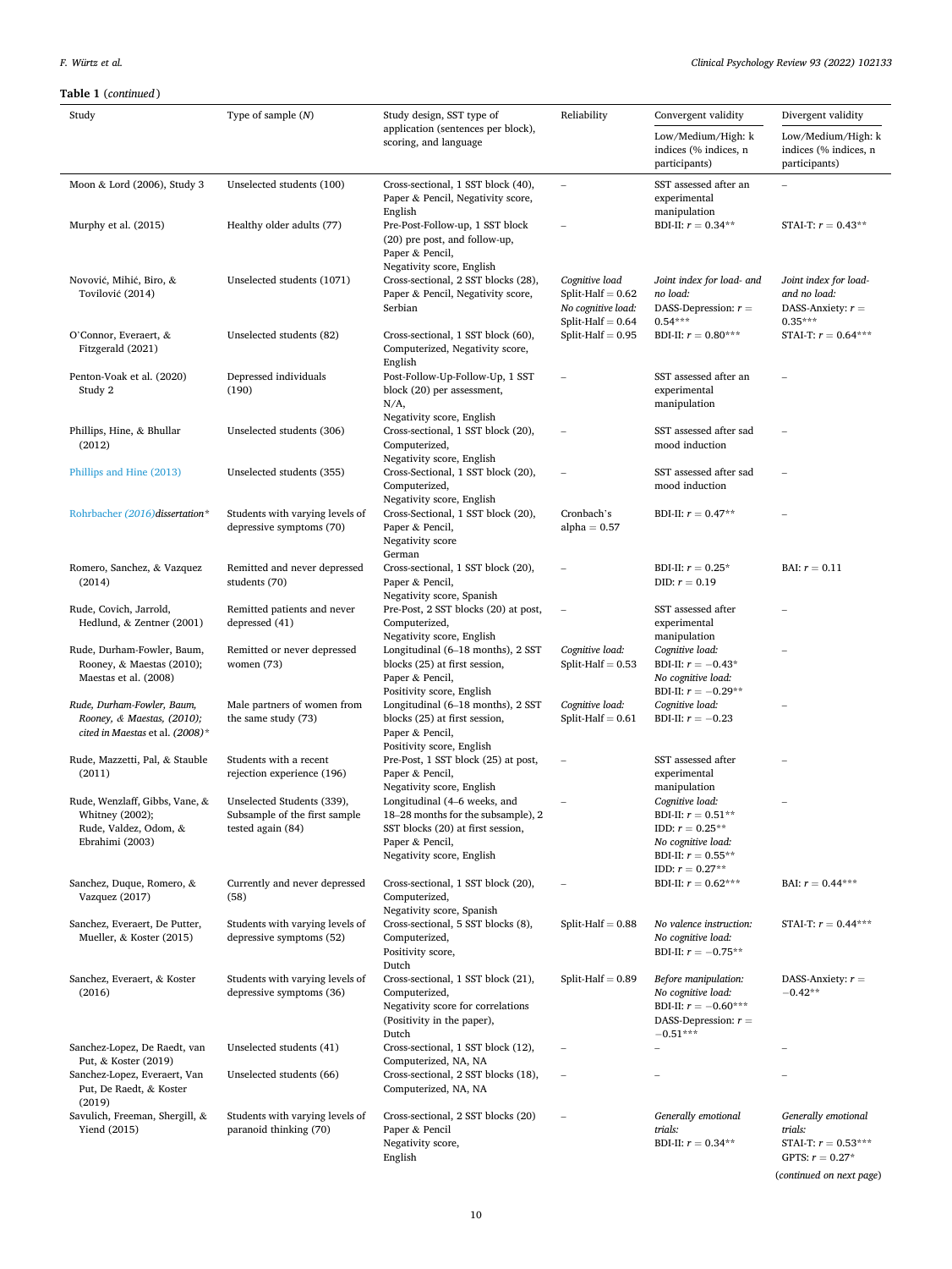**Table 1** (*continued*)

| Study | Type of sample (*N*) | Study design, SST type of application (sentences per block), scoring, and language | Reliability | Convergent validity | Divergent validity |
|---|---|---|---|---|---|
| | | | | Low/Medium/High: k indices (% indices, n participants) | Low/Medium/High: k indices (% indices, n participants) |
| Moon & Lord (2006), Study 3 | Unselected students (100) | Cross-sectional, 1 SST block (40), Paper & Pencil, Negativity score, English | – | SST assessed after an experimental manipulation | – |
| Murphy et al. (2015) | Healthy older adults (77) | Pre-Post-Follow-up, 1 SST block (20) pre post, and follow-up, Paper & Pencil, Negativity score, English | – | BDI-II: $r = 0.34$** | STAI-T: $r = 0.43$** |
| Novović, Mihić, Biro, & Tovilović (2014) | Unselected students (1071) | Cross-sectional, 2 SST blocks (28), Paper & Pencil, Negativity score, Serbian | *Cognitive load* Split-Half = 0.62 *No cognitive load:* Split-Half = 0.64 | *Joint index for load- and no load:* DASS-Depression: $r = 0.54$*** | *Joint index for load- and no load:* DASS-Anxiety: $r = 0.35$*** |
| O'Connor, Everaert, & Fitzgerald (2021) | Unselected students (82) | Cross-sectional, 1 SST block (60), Computerized, Negativity score, English | Split-Half = 0.95 | BDI-II: $r = 0.80$*** | STAI-T: $r = 0.64$*** |
| Penton-Voak et al. (2020) Study 2 | Depressed individuals (190) | Post-Follow-Up-Follow-Up, 1 SST block (20) per assessment, N/A, Negativity score, English | – | SST assessed after an experimental manipulation | – |
| Phillips, Hine, & Bhullar (2012) | Unselected students (306) | Cross-sectional, 1 SST block (20), Computerized, Negativity score, English | – | SST assessed after sad mood induction | – |
| Phillips and Hine (2013) | Unselected students (355) | Cross-Sectional, 1 SST block (20), Computerized, Negativity score, English | – | SST assessed after sad mood induction | – |
| Rohrbacher *(2016)dissertation** | Students with varying levels of depressive symptoms (70) | Cross-Sectional, 1 SST block (20), Paper & Pencil, Negativity score German | Cronbach's alpha = 0.57 | BDI-II: $r = 0.47$** | – |
| Romero, Sanchez, & Vazquez (2014) | Remitted and never depressed students (70) | Cross-sectional, 1 SST block (20), Paper & Pencil, Negativity score, Spanish | – | BDI-II: $r = 0.25$* DID: $r = 0.19$ | BAI: $r = 0.11$ |
| Rude, Covich, Jarrold, Hedlund, & Zentner (2001) | Remitted patients and never depressed (41) | Pre-Post, 2 SST blocks (20) at post, Computerized, Negativity score, English | – | SST assessed after experimental manipulation | – |
| Rude, Durham-Fowler, Baum, Rooney, & Maestas (2010); Maestas et al. (2008) | Remitted or never depressed women (73) | Longitudinal (6–18 months), 2 SST blocks (25) at first session, Paper & Pencil, Positivity score, English | *Cognitive load:* Split-Half = 0.53 | *Cognitive load:* BDI-II: $r = -0.43$* *No cognitive load:* BDI-II: $r = -0.29$** | – |
| *Rude, Durham-Fowler, Baum, Rooney, & Maestas, (2010); cited in Maestas et al. (2008)** | Male partners of women from the same study (73) | Longitudinal (6–18 months), 2 SST blocks (25) at first session, Paper & Pencil, Positivity score, English | *Cognitive load:* Split-Half = 0.61 | *Cognitive load:* BDI-II: $r = -0.23$ | – |
| Rude, Mazzetti, Pal, & Stauble (2011) | Students with a recent rejection experience (196) | Pre-Post, 1 SST block (25) at post, Paper & Pencil, Negativity score, English | – | SST assessed after experimental manipulation | – |
| Rude, Wenzlaff, Gibbs, Vane, & Whitney (2002); Rude, Valdez, Odom, & Ebrahimi (2003) | Unselected Students (339), Subsample of the first sample tested again (84) | Longitudinal (4–6 weeks, and 18–28 months for the subsample), 2 SST blocks (20) at first session, Paper & Pencil, Negativity score, English | – | *Cognitive load:* BDI-II: $r = 0.51$** IDD: $r = 0.25$** *No cognitive load:* BDI-II: $r = 0.55$** IDD: $r = 0.27$** | – |
| Sanchez, Duque, Romero, & Vazquez (2017) | Currently and never depressed (58) | Cross-sectional, 1 SST block (20), Computerized, Negativity score, Spanish | – | BDI-II: $r = 0.62$*** | BAI: $r = 0.44$*** |
| Sanchez, Everaert, De Putter, Mueller, & Koster (2015) | Students with varying levels of depressive symptoms (52) | Cross-sectional, 5 SST blocks (8), Computerized, Positivity score, Dutch | Split-Half = 0.88 | *No valence instruction: No cognitive load:* BDI-II: $r = -0.75$** | STAI-T: $r = 0.44$*** |
| Sanchez, Everaert, & Koster (2016) | Students with varying levels of depressive symptoms (36) | Cross-sectional, 1 SST block (21), Computerized, Negativity score for correlations (Positivity in the paper), Dutch | Split-Half = 0.89 | *Before manipulation: No cognitive load:* BDI-II: $r = -0.60$*** DASS-Depression: $r = -0.51$*** | DASS-Anxiety: $r = -0.42$** |
| Sanchez-Lopez, De Raedt, van Put, & Koster (2019) | Unselected students (41) | Cross-sectional, 1 SST block (12), Computerized, NA, NA | – | – | – |
| Sanchez-Lopez, Everaert, Van Put, De Raedt, & Koster (2019) | Unselected students (66) | Cross-sectional, 2 SST blocks (18), Computerized, NA, NA | – | – | – |
| Savulich, Freeman, Shergill, & Yiend (2015) | Students with varying levels of paranoid thinking (70) | Cross-sectional, 2 SST blocks (20) Paper & Pencil Negativity score, English | – | *Generally emotional trials:* BDI-II: $r = 0.34$** | *Generally emotional trials:* STAI-T: $r = 0.53$*** GPTS: $r = 0.27$* |

(*continued on next page*)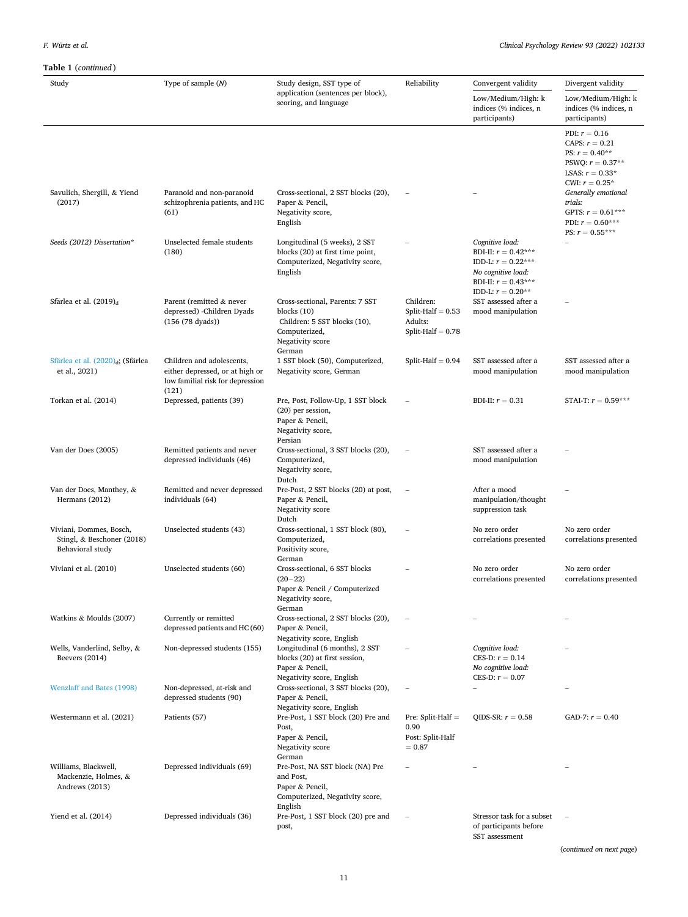**Table 1** (*continued*)

| Study | Type of sample (*N*) | Study design, SST type of application (sentences per block), scoring, and language | Reliability | Convergent validity | Divergent validity |
|---|---|---|---|---|---|
| | | | | Low/Medium/High: k indices (% indices, n participants) | Low/Medium/High: k indices (% indices, n participants) |
| | | | | | PDI: $r = 0.16$<br>CAPS: $r = 0.21$<br>PS: $r = 0.40^{**}$<br>PSWQ: $r = 0.37^{**}$<br>LSAS: $r = 0.33^{*}$<br>CWI: $r = 0.25^{*}$ |
| Savulich, Shergill, & Yiend (2017) | Paranoid and non-paranoid schizophrenia patients, and HC (61) | Cross-sectional, 2 SST blocks (20), Paper & Pencil, Negativity score, English | – | – | *Generally emotional trials:*<br>GPTS: $r = 0.61^{***}$<br>PDI: $r = 0.60^{***}$<br>PS: $r = 0.55^{***}$ |
| *Seeds (2012) Dissertation\** | Unselected female students (180) | Longitudinal (5 weeks), 2 SST blocks (20) at first time point, Computerized, Negativity score, English | – | *Cognitive load:*<br>BDI-II: $r = 0.42^{***}$<br>IDD-L: $r = 0.22^{***}$<br>*No cognitive load:*<br>BDI-II: $r = 0.43^{***}$<br>IDD-L: $r = 0.20^{**}$ | – |
| Sfärlea et al. (2019)[d] | Parent (remitted & never depressed) -Children Dyads (156 (78 dyads)) | Cross-sectional, Parents: 7 SST blocks (10)<br>Children: 5 SST blocks (10), Computerized, Negativity score German | Children: Split-Half = 0.53<br>Adults: Split-Half = 0.78 | SST assessed after a mood manipulation | – |
| Sfärlea et al. (2020)[d]; (Sfärlea et al., 2021) | Children and adolescents, either depressed, or at high or low familial risk for depression (121) | 1 SST block (50), Computerized, Negativity score, German | Split-Half = 0.94 | SST assessed after a mood manipulation | SST assessed after a mood manipulation |
| Torkan et al. (2014) | Depressed, patients (39) | Pre, Post, Follow-Up, 1 SST block (20) per session, Paper & Pencil, Negativity score, Persian | – | BDI-II: $r = 0.31$ | STAI-T: $r = 0.59^{***}$ |
| Van der Does (2005) | Remitted patients and never depressed individuals (46) | Cross-sectional, 3 SST blocks (20), Computerized, Negativity score, Dutch | – | SST assessed after a mood manipulation | – |
| Van der Does, Manthey, & Hermans (2012) | Remitted and never depressed individuals (64) | Pre-Post, 2 SST blocks (20) at post, Paper & Pencil, Negativity score Dutch | – | After a mood manipulation/thought suppression task | – |
| Viviani, Dommes, Bosch, Stingl, & Beschoner (2018) Behavioral study | Unselected students (43) | Cross-sectional, 1 SST block (80), Computerized, Positivity score, German | – | No zero order correlations presented | No zero order correlations presented |
| Viviani et al. (2010) | Unselected students (60) | Cross-sectional, 6 SST blocks (20–22) Paper & Pencil / Computerized Negativity score, German | – | No zero order correlations presented | No zero order correlations presented |
| Watkins & Moulds (2007) | Currently or remitted depressed patients and HC (60) | Cross-sectional, 2 SST blocks (20), Paper & Pencil, Negativity score, English | – | – | – |
| Wells, Vanderlind, Selby, & Beevers (2014) | Non-depressed students (155) | Longitudinal (6 months), 2 SST blocks (20) at first session, Paper & Pencil, Negativity score, English | – | *Cognitive load:*<br>CES-D: $r = 0.14$<br>*No cognitive load:*<br>CES-D: $r = 0.07$ | – |
| Wenzlaff and Bates (1998) | Non-depressed, at-risk and depressed students (90) | Cross-sectional, 3 SST blocks (20), Paper & Pencil, Negativity score, English | – | – | – |
| Westermann et al. (2021) | Patients (57) | Pre-Post, 1 SST block (20) Pre and Post, Paper & Pencil, Negativity score German | Pre: Split-Half = 0.90<br>Post: Split-Half = 0.87 | QIDS-SR: $r = 0.58$ | GAD-7: $r = 0.40$ |
| Williams, Blackwell, Mackenzie, Holmes, & Andrews (2013) | Depressed individuals (69) | Pre-Post, NA SST block (NA) Pre and Post, Paper & Pencil, Computerized, Negativity score, English | – | – | – |
| Yiend et al. (2014) | Depressed individuals (36) | Pre-Post, 1 SST block (20) pre and post, | – | Stressor task for a subset of participants before SST assessment | – |

(*continued on next page*)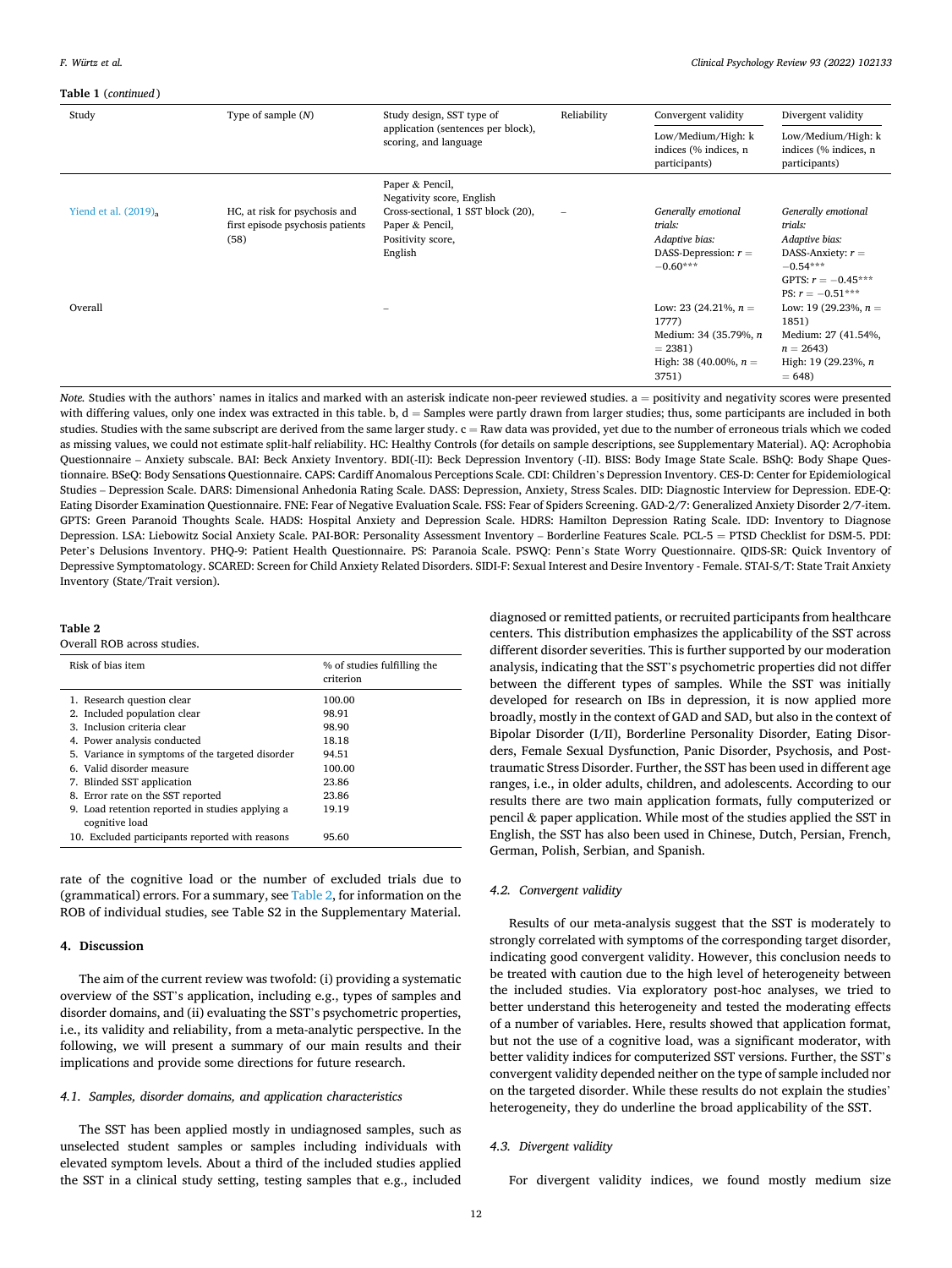**Table 1** (*continued*)

| Study | Type of sample (*N*) | Study design, SST type of application (sentences per block), scoring, and language | Reliability | Convergent validity | Divergent validity |
|---|---|---|---|---|---|
| | | | | Low/Medium/High: k indices (% indices, n participants) | Low/Medium/High: k indices (% indices, n participants) |
| | | Paper & Pencil, Negativity score, English | | | |
| Yiend et al. (2019)a | HC, at risk for psychosis and first episode psychosis patients (58) | Cross-sectional, 1 SST block (20), Paper & Pencil, Positivity score, English | – | *Generally emotional trials:* *Adaptive bias:* DASS-Depression: $r = -0.60^{***}$ | *Generally emotional trials:* *Adaptive bias:* DASS-Anxiety: $r = -0.54^{***}$ GPTS: $r = -0.45^{***}$ PS: $r = -0.51^{***}$ |
| Overall | | – | | Low: 23 (24.21%, $n = 1777$) Medium: 34 (35.79%, $n = 2381$) High: 38 (40.00%, $n = 3751$) | Low: 19 (29.23%, $n = 1851$) Medium: 27 (41.54%, $n = 2643$) High: 19 (29.23%, $n = 648$) |

*Note.* Studies with the authors' names in italics and marked with an asterisk indicate non-peer reviewed studies. a = positivity and negativity scores were presented with differing values, only one index was extracted in this table. b, d = Samples were partly drawn from larger studies; thus, some participants are included in both studies. Studies with the same subscript are derived from the same larger study. c = Raw data was provided, yet due to the number of erroneous trials which we coded as missing values, we could not estimate split-half reliability. HC: Healthy Controls (for details on sample descriptions, see Supplementary Material). AQ: Acrophobia Questionnaire – Anxiety subscale. BAI: Beck Anxiety Inventory. BDI(-II): Beck Depression Inventory (-II). BISS: Body Image State Scale. BShQ: Body Shape Questionnaire. BSeQ: Body Sensations Questionnaire. CAPS: Cardiff Anomalous Perceptions Scale. CDI: Children's Depression Inventory. CES-D: Center for Epidemiological Studies – Depression Scale. DARS: Dimensional Anhedonia Rating Scale. DASS: Depression, Anxiety, Stress Scales. DID: Diagnostic Interview for Depression. EDE-Q: Eating Disorder Examination Questionnaire. FNE: Fear of Negative Evaluation Scale. FSS: Fear of Spiders Screening. GAD-2/7: Generalized Anxiety Disorder 2/7-item. GPTS: Green Paranoid Thoughts Scale. HADS: Hospital Anxiety and Depression Scale. HDRS: Hamilton Depression Rating Scale. IDD: Inventory to Diagnose Depression. LSA: Liebowitz Social Anxiety Scale. PAI-BOR: Personality Assessment Inventory – Borderline Features Scale. PCL-5 = PTSD Checklist for DSM-5. PDI: Peter's Delusions Inventory. PHQ-9: Patient Health Questionnaire. PS: Paranoia Scale. PSWQ: Penn's State Worry Questionnaire. QIDS-SR: Quick Inventory of Depressive Symptomatology. SCARED: Screen for Child Anxiety Related Disorders. SIDI-F: Sexual Interest and Desire Inventory - Female. STAI-S/T: State Trait Anxiety Inventory (State/Trait version).

**Table 2**
Overall ROB across studies.

| Risk of bias item | % of studies fulfilling the criterion |
|---|---|
| 1. Research question clear | 100.00 |
| 2. Included population clear | 98.91 |
| 3. Inclusion criteria clear | 98.90 |
| 4. Power analysis conducted | 18.18 |
| 5. Variance in symptoms of the targeted disorder | 94.51 |
| 6. Valid disorder measure | 100.00 |
| 7. Blinded SST application | 23.86 |
| 8. Error rate on the SST reported | 23.86 |
| 9. Load retention reported in studies applying a cognitive load | 19.19 |
| 10. Excluded participants reported with reasons | 95.60 |

rate of the cognitive load or the number of excluded trials due to (grammatical) errors. For a summary, see Table 2, for information on the ROB of individual studies, see Table S2 in the Supplementary Material.

## 4. Discussion

The aim of the current review was twofold: (i) providing a systematic overview of the SST's application, including e.g., types of samples and disorder domains, and (ii) evaluating the SST's psychometric properties, i.e., its validity and reliability, from a meta-analytic perspective. In the following, we will present a summary of our main results and their implications and provide some directions for future research.

### 4.1. Samples, disorder domains, and application characteristics

The SST has been applied mostly in undiagnosed samples, such as unselected student samples or samples including individuals with elevated symptom levels. About a third of the included studies applied the SST in a clinical study setting, testing samples that e.g., included diagnosed or remitted patients, or recruited participants from healthcare centers. This distribution emphasizes the applicability of the SST across different disorder severities. This is further supported by our moderation analysis, indicating that the SST's psychometric properties did not differ between the different types of samples. While the SST was initially developed for research on IBs in depression, it is now applied more broadly, mostly in the context of GAD and SAD, but also in the context of Bipolar Disorder (I/II), Borderline Personality Disorder, Eating Disorders, Female Sexual Dysfunction, Panic Disorder, Psychosis, and Posttraumatic Stress Disorder. Further, the SST has been used in different age ranges, i.e., in older adults, children, and adolescents. According to our results there are two main application formats, fully computerized or pencil & paper application. While most of the studies applied the SST in English, the SST has also been used in Chinese, Dutch, Persian, French, German, Polish, Serbian, and Spanish.

### 4.2. Convergent validity

Results of our meta-analysis suggest that the SST is moderately to strongly correlated with symptoms of the corresponding target disorder, indicating good convergent validity. However, this conclusion needs to be treated with caution due to the high level of heterogeneity between the included studies. Via exploratory post-hoc analyses, we tried to better understand this heterogeneity and tested the moderating effects of a number of variables. Here, results showed that application format, but not the use of a cognitive load, was a significant moderator, with better validity indices for computerized SST versions. Further, the SST's convergent validity depended neither on the type of sample included nor on the targeted disorder. While these results do not explain the studies' heterogeneity, they do underline the broad applicability of the SST.

### 4.3. Divergent validity

For divergent validity indices, we found mostly medium size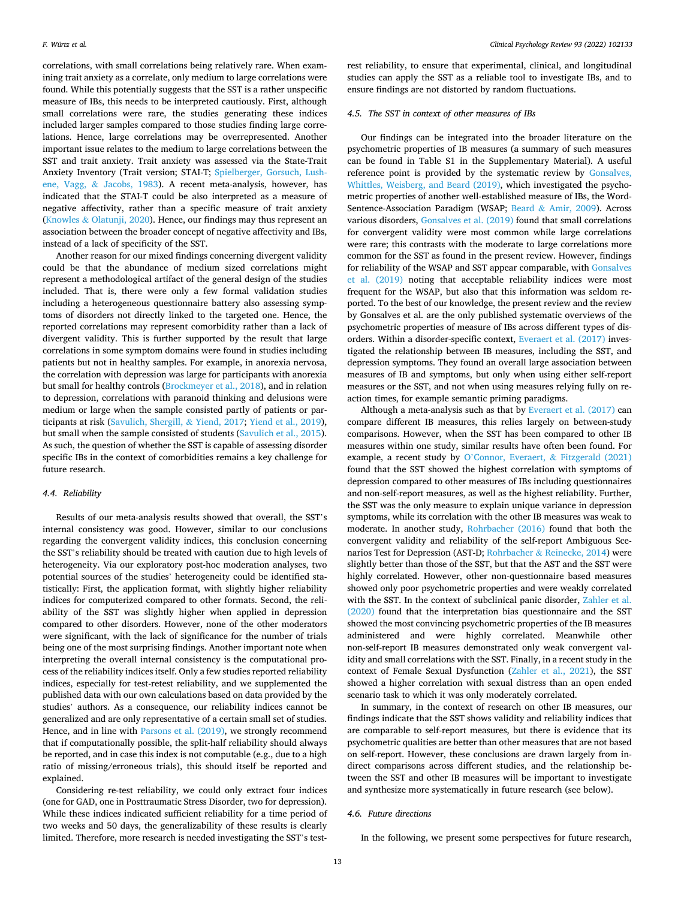correlations, with small correlations being relatively rare. When examining trait anxiety as a correlate, only medium to large correlations were found. While this potentially suggests that the SST is a rather unspecific measure of IBs, this needs to be interpreted cautiously. First, although small correlations were rare, the studies generating these indices included larger samples compared to those studies finding large correlations. Hence, large correlations may be overrepresented. Another important issue relates to the medium to large correlations between the SST and trait anxiety. Trait anxiety was assessed via the State-Trait Anxiety Inventory (Trait version; STAI-T; Spielberger, Gorsuch, Lushene, Vagg, & Jacobs, 1983). A recent meta-analysis, however, has indicated that the STAI-T could be also interpreted as a measure of negative affectivity, rather than a specific measure of trait anxiety (Knowles & Olatunji, 2020). Hence, our findings may thus represent an association between the broader concept of negative affectivity and IBs, instead of a lack of specificity of the SST.

Another reason for our mixed findings concerning divergent validity could be that the abundance of medium sized correlations might represent a methodological artifact of the general design of the studies included. That is, there were only a few formal validation studies including a heterogeneous questionnaire battery also assessing symptoms of disorders not directly linked to the targeted one. Hence, the reported correlations may represent comorbidity rather than a lack of divergent validity. This is further supported by the result that large correlations in some symptom domains were found in studies including patients but not in healthy samples. For example, in anorexia nervosa, the correlation with depression was large for participants with anorexia but small for healthy controls (Brockmeyer et al., 2018), and in relation to depression, correlations with paranoid thinking and delusions were medium or large when the sample consisted partly of patients or participants at risk (Savulich, Shergill, & Yiend, 2017; Yiend et al., 2019), but small when the sample consisted of students (Savulich et al., 2015). As such, the question of whether the SST is capable of assessing disorder specific IBs in the context of comorbidities remains a key challenge for future research.

### 4.4. Reliability

Results of our meta-analysis results showed that overall, the SST's internal consistency was good. However, similar to our conclusions regarding the convergent validity indices, this conclusion concerning the SST's reliability should be treated with caution due to high levels of heterogeneity. Via our exploratory post-hoc moderation analyses, two potential sources of the studies' heterogeneity could be identified statistically: First, the application format, with slightly higher reliability indices for computerized compared to other formats. Second, the reliability of the SST was slightly higher when applied in depression compared to other disorders. However, none of the other moderators were significant, with the lack of significance for the number of trials being one of the most surprising findings. Another important note when interpreting the overall internal consistency is the computational process of the reliability indices itself. Only a few studies reported reliability indices, especially for test-retest reliability, and we supplemented the published data with our own calculations based on data provided by the studies' authors. As a consequence, our reliability indices cannot be generalized and are only representative of a certain small set of studies. Hence, and in line with Parsons et al. (2019), we strongly recommend that if computationally possible, the split-half reliability should always be reported, and in case this index is not computable (e.g., due to a high ratio of missing/erroneous trials), this should itself be reported and explained.

Considering re-test reliability, we could only extract four indices (one for GAD, one in Posttraumatic Stress Disorder, two for depression). While these indices indicated sufficient reliability for a time period of two weeks and 50 days, the generalizability of these results is clearly limited. Therefore, more research is needed investigating the SST's test-rest reliability, to ensure that experimental, clinical, and longitudinal studies can apply the SST as a reliable tool to investigate IBs, and to ensure findings are not distorted by random fluctuations.

### 4.5. The SST in context of other measures of IBs

Our findings can be integrated into the broader literature on the psychometric properties of IB measures (a summary of such measures can be found in Table S1 in the Supplementary Material). A useful reference point is provided by the systematic review by Gonsalves, Whittles, Weisberg, and Beard (2019), which investigated the psychometric properties of another well-established measure of IBs, the Word-Sentence-Association Paradigm (WSAP; Beard & Amir, 2009). Across various disorders, Gonsalves et al. (2019) found that small correlations for convergent validity were most common while large correlations were rare; this contrasts with the moderate to large correlations more common for the SST as found in the present review. However, findings for reliability of the WSAP and SST appear comparable, with Gonsalves et al. (2019) noting that acceptable reliability indices were most frequent for the WSAP, but also that this information was seldom reported. To the best of our knowledge, the present review and the review by Gonsalves et al. are the only published systematic overviews of the psychometric properties of measure of IBs across different types of disorders. Within a disorder-specific context, Everaert et al. (2017) investigated the relationship between IB measures, including the SST, and depression symptoms. They found an overall large association between measures of IB and symptoms, but only when using either self-report measures or the SST, and not when using measures relying fully on reaction times, for example semantic priming paradigms.

Although a meta-analysis such as that by Everaert et al. (2017) can compare different IB measures, this relies largely on between-study comparisons. However, when the SST has been compared to other IB measures within one study, similar results have often been found. For example, a recent study by O'Connor, Everaert, & Fitzgerald (2021) found that the SST showed the highest correlation with symptoms of depression compared to other measures of IBs including questionnaires and non-self-report measures, as well as the highest reliability. Further, the SST was the only measure to explain unique variance in depression symptoms, while its correlation with the other IB measures was weak to moderate. In another study, Rohrbacher (2016) found that both the convergent validity and reliability of the self-report Ambiguous Scenarios Test for Depression (AST-D; Rohrbacher & Reinecke, 2014) were slightly better than those of the SST, but that the AST and the SST were highly correlated. However, other non-questionnaire based measures showed only poor psychometric properties and were weakly correlated with the SST. In the context of subclinical panic disorder, Zahler et al. (2020) found that the interpretation bias questionnaire and the SST showed the most convincing psychometric properties of the IB measures administered and were highly correlated. Meanwhile other non-self-report IB measures demonstrated only weak convergent validity and small correlations with the SST. Finally, in a recent study in the context of Female Sexual Dysfunction (Zahler et al., 2021), the SST showed a higher correlation with sexual distress than an open ended scenario task to which it was only moderately correlated.

In summary, in the context of research on other IB measures, our findings indicate that the SST shows validity and reliability indices that are comparable to self-report measures, but there is evidence that its psychometric qualities are better than other measures that are not based on self-report. However, these conclusions are drawn largely from indirect comparisons across different studies, and the relationship between the SST and other IB measures will be important to investigate and synthesize more systematically in future research (see below).

### 4.6. Future directions

In the following, we present some perspectives for future research,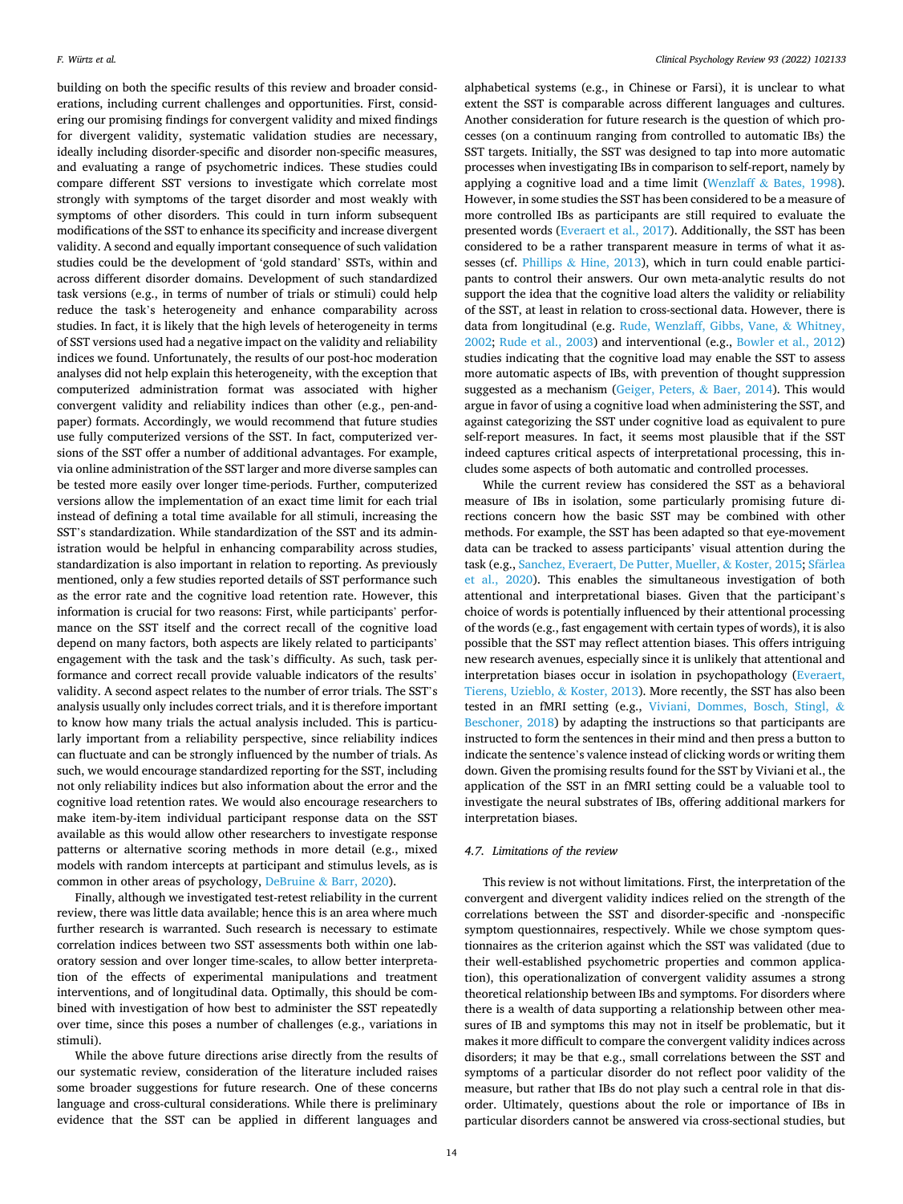building on both the specific results of this review and broader considerations, including current challenges and opportunities. First, considering our promising findings for convergent validity and mixed findings for divergent validity, systematic validation studies are necessary, ideally including disorder-specific and disorder non-specific measures, and evaluating a range of psychometric indices. These studies could compare different SST versions to investigate which correlate most strongly with symptoms of the target disorder and most weakly with symptoms of other disorders. This could in turn inform subsequent modifications of the SST to enhance its specificity and increase divergent validity. A second and equally important consequence of such validation studies could be the development of 'gold standard' SSTs, within and across different disorder domains. Development of such standardized task versions (e.g., in terms of number of trials or stimuli) could help reduce the task's heterogeneity and enhance comparability across studies. In fact, it is likely that the high levels of heterogeneity in terms of SST versions used had a negative impact on the validity and reliability indices we found. Unfortunately, the results of our post-hoc moderation analyses did not help explain this heterogeneity, with the exception that computerized administration format was associated with higher convergent validity and reliability indices than other (e.g., pen-and-paper) formats. Accordingly, we would recommend that future studies use fully computerized versions of the SST. In fact, computerized versions of the SST offer a number of additional advantages. For example, via online administration of the SST larger and more diverse samples can be tested more easily over longer time-periods. Further, computerized versions allow the implementation of an exact time limit for each trial instead of defining a total time available for all stimuli, increasing the SST's standardization. While standardization of the SST and its administration would be helpful in enhancing comparability across studies, standardization is also important in relation to reporting. As previously mentioned, only a few studies reported details of SST performance such as the error rate and the cognitive load retention rate. However, this information is crucial for two reasons: First, while participants' performance on the SST itself and the correct recall of the cognitive load depend on many factors, both aspects are likely related to participants' engagement with the task and the task's difficulty. As such, task performance and correct recall provide valuable indicators of the results' validity. A second aspect relates to the number of error trials. The SST's analysis usually only includes correct trials, and it is therefore important to know how many trials the actual analysis included. This is particularly important from a reliability perspective, since reliability indices can fluctuate and can be strongly influenced by the number of trials. As such, we would encourage standardized reporting for the SST, including not only reliability indices but also information about the error and the cognitive load retention rates. We would also encourage researchers to make item-by-item individual participant response data on the SST available as this would allow other researchers to investigate response patterns or alternative scoring methods in more detail (e.g., mixed models with random intercepts at participant and stimulus levels, as is common in other areas of psychology, DeBruine & Barr, 2020).

Finally, although we investigated test-retest reliability in the current review, there was little data available; hence this is an area where much further research is warranted. Such research is necessary to estimate correlation indices between two SST assessments both within one laboratory session and over longer time-scales, to allow better interpretation of the effects of experimental manipulations and treatment interventions, and of longitudinal data. Optimally, this should be combined with investigation of how best to administer the SST repeatedly over time, since this poses a number of challenges (e.g., variations in stimuli).

While the above future directions arise directly from the results of our systematic review, consideration of the literature included raises some broader suggestions for future research. One of these concerns language and cross-cultural considerations. While there is preliminary evidence that the SST can be applied in different languages and alphabetical systems (e.g., in Chinese or Farsi), it is unclear to what extent the SST is comparable across different languages and cultures. Another consideration for future research is the question of which processes (on a continuum ranging from controlled to automatic IBs) the SST targets. Initially, the SST was designed to tap into more automatic processes when investigating IBs in comparison to self-report, namely by applying a cognitive load and a time limit (Wenzlaff & Bates, 1998). However, in some studies the SST has been considered to be a measure of more controlled IBs as participants are still required to evaluate the presented words (Everaert et al., 2017). Additionally, the SST has been considered to be a rather transparent measure in terms of what it assesses (cf. Phillips & Hine, 2013), which in turn could enable participants to control their answers. Our own meta-analytic results do not support the idea that the cognitive load alters the validity or reliability of the SST, at least in relation to cross-sectional data. However, there is data from longitudinal (e.g. Rude, Wenzlaff, Gibbs, Vane, & Whitney, 2002; Rude et al., 2003) and interventional (e.g., Bowler et al., 2012) studies indicating that the cognitive load may enable the SST to assess more automatic aspects of IBs, with prevention of thought suppression suggested as a mechanism (Geiger, Peters, & Baer, 2014). This would argue in favor of using a cognitive load when administering the SST, and against categorizing the SST under cognitive load as equivalent to pure self-report measures. In fact, it seems most plausible that if the SST indeed captures critical aspects of interpretational processing, this includes some aspects of both automatic and controlled processes.

While the current review has considered the SST as a behavioral measure of IBs in isolation, some particularly promising future directions concern how the basic SST may be combined with other methods. For example, the SST has been adapted so that eye-movement data can be tracked to assess participants' visual attention during the task (e.g., Sanchez, Everaert, De Putter, Mueller, & Koster, 2015; Sfärlea et al., 2020). This enables the simultaneous investigation of both attentional and interpretational biases. Given that the participant's choice of words is potentially influenced by their attentional processing of the words (e.g., fast engagement with certain types of words), it is also possible that the SST may reflect attention biases. This offers intriguing new research avenues, especially since it is unlikely that attentional and interpretation biases occur in isolation in psychopathology (Everaert, Tierens, Uzieblo, & Koster, 2013). More recently, the SST has also been tested in an fMRI setting (e.g., Viviani, Dommes, Bosch, Stingl, & Beschoner, 2018) by adapting the instructions so that participants are instructed to form the sentences in their mind and then press a button to indicate the sentence's valence instead of clicking words or writing them down. Given the promising results found for the SST by Viviani et al., the application of the SST in an fMRI setting could be a valuable tool to investigate the neural substrates of IBs, offering additional markers for interpretation biases.

### 4.7. Limitations of the review

This review is not without limitations. First, the interpretation of the convergent and divergent validity indices relied on the strength of the correlations between the SST and disorder-specific and -nonspecific symptom questionnaires, respectively. While we chose symptom questionnaires as the criterion against which the SST was validated (due to their well-established psychometric properties and common application), this operationalization of convergent validity assumes a strong theoretical relationship between IBs and symptoms. For disorders where there is a wealth of data supporting a relationship between other measures of IB and symptoms this may not in itself be problematic, but it makes it more difficult to compare the convergent validity indices across disorders; it may be that e.g., small correlations between the SST and symptoms of a particular disorder do not reflect poor validity of the measure, but rather that IBs do not play such a central role in that disorder. Ultimately, questions about the role or importance of IBs in particular disorders cannot be answered via cross-sectional studies, but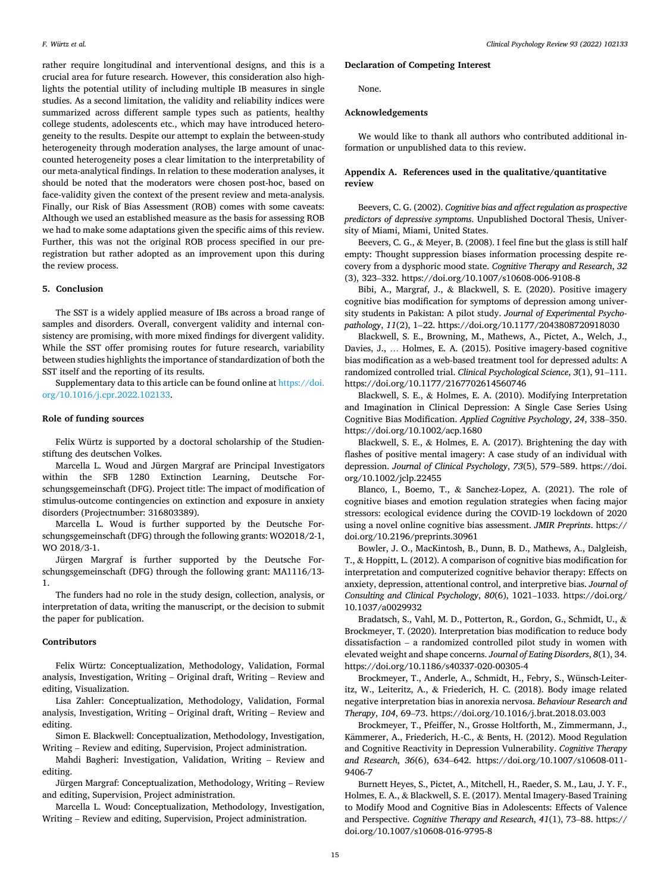rather require longitudinal and interventional designs, and this is a crucial area for future research. However, this consideration also highlights the potential utility of including multiple IB measures in single studies. As a second limitation, the validity and reliability indices were summarized across different sample types such as patients, healthy college students, adolescents etc., which may have introduced heterogeneity to the results. Despite our attempt to explain the between-study heterogeneity through moderation analyses, the large amount of unaccounted heterogeneity poses a clear limitation to the interpretability of our meta-analytical findings. In relation to these moderation analyses, it should be noted that the moderators were chosen post-hoc, based on face-validity given the context of the present review and meta-analysis. Finally, our Risk of Bias Assessment (ROB) comes with some caveats: Although we used an established measure as the basis for assessing ROB we had to make some adaptations given the specific aims of this review. Further, this was not the original ROB process specified in our preregistration but rather adopted as an improvement upon this during the review process.

## 5. Conclusion

The SST is a widely applied measure of IBs across a broad range of samples and disorders. Overall, convergent validity and internal consistency are promising, with more mixed findings for divergent validity. While the SST offer promising routes for future research, variability between studies highlights the importance of standardization of both the SST itself and the reporting of its results.

Supplementary data to this article can be found online at https://doi.org/10.1016/j.cpr.2022.102133.

## Role of funding sources

Felix Würtz is supported by a doctoral scholarship of the Studienstiftung des deutschen Volkes.

Marcella L. Woud and Jürgen Margraf are Principal Investigators within the SFB 1280 Extinction Learning, Deutsche Forschungsgemeinschaft (DFG). Project title: The impact of modification of stimulus-outcome contingencies on extinction and exposure in anxiety disorders (Projectnumber: 316803389).

Marcella L. Woud is further supported by the Deutsche Forschungsgemeinschaft (DFG) through the following grants: WO2018/2-1, WO 2018/3-1.

Jürgen Margraf is further supported by the Deutsche Forschungsgemeinschaft (DFG) through the following grant: MA1116/13-1.

The funders had no role in the study design, collection, analysis, or interpretation of data, writing the manuscript, or the decision to submit the paper for publication.

## Contributors

Felix Würtz: Conceptualization, Methodology, Validation, Formal analysis, Investigation, Writing – Original draft, Writing – Review and editing, Visualization.

Lisa Zahler: Conceptualization, Methodology, Validation, Formal analysis, Investigation, Writing – Original draft, Writing – Review and editing.

Simon E. Blackwell: Conceptualization, Methodology, Investigation, Writing – Review and editing, Supervision, Project administration.

Mahdi Bagheri: Investigation, Validation, Writing – Review and editing.

Jürgen Margraf: Conceptualization, Methodology, Writing – Review and editing, Supervision, Project administration.

Marcella L. Woud: Conceptualization, Methodology, Investigation, Writing – Review and editing, Supervision, Project administration.

## Declaration of Competing Interest

None.

## Acknowledgements

We would like to thank all authors who contributed additional information or unpublished data to this review.

## Appendix A. References used in the qualitative/quantitative review

Beevers, C. G. (2002). *Cognitive bias and affect regulation as prospective predictors of depressive symptoms*. Unpublished Doctoral Thesis, University of Miami, Miami, United States.

Beevers, C. G., & Meyer, B. (2008). I feel fine but the glass is still half empty: Thought suppression biases information processing despite recovery from a dysphoric mood state. *Cognitive Therapy and Research*, *32* (3), 323–332. https://doi.org/10.1007/s10608-006-9108-8

Bibi, A., Margraf, J., & Blackwell, S. E. (2020). Positive imagery cognitive bias modification for symptoms of depression among university students in Pakistan: A pilot study. *Journal of Experimental Psychopathology*, *11*(2), 1–22. https://doi.org/10.1177/2043808720918030

Blackwell, S. E., Browning, M., Mathews, A., Pictet, A., Welch, J., Davies, J., … Holmes, E. A. (2015). Positive imagery-based cognitive bias modification as a web-based treatment tool for depressed adults: A randomized controlled trial. *Clinical Psychological Science*, *3*(1), 91–111. https://doi.org/10.1177/2167702614560746

Blackwell, S. E., & Holmes, E. A. (2010). Modifying Interpretation and Imagination in Clinical Depression: A Single Case Series Using Cognitive Bias Modification. *Applied Cognitive Psychology*, *24*, 338–350. https://doi.org/10.1002/acp.1680

Blackwell, S. E., & Holmes, E. A. (2017). Brightening the day with flashes of positive mental imagery: A case study of an individual with depression. *Journal of Clinical Psychology*, *73*(5), 579–589. https://doi.org/10.1002/jclp.22455

Blanco, I., Boemo, T., & Sanchez-Lopez, A. (2021). The role of cognitive biases and emotion regulation strategies when facing major stressors: ecological evidence during the COVID-19 lockdown of 2020 using a novel online cognitive bias assessment. *JMIR Preprints*. https://doi.org/10.2196/preprints.30961

Bowler, J. O., MacKintosh, B., Dunn, B. D., Mathews, A., Dalgleish, T., & Hoppitt, L. (2012). A comparison of cognitive bias modification for interpretation and computerized cognitive behavior therapy: Effects on anxiety, depression, attentional control, and interpretive bias. *Journal of Consulting and Clinical Psychology*, *80*(6), 1021–1033. https://doi.org/10.1037/a0029932

Bradatsch, S., Vahl, M. D., Potterton, R., Gordon, G., Schmidt, U., & Brockmeyer, T. (2020). Interpretation bias modification to reduce body dissatisfaction – a randomized controlled pilot study in women with elevated weight and shape concerns. *Journal of Eating Disorders*, *8*(1), 34. https://doi.org/10.1186/s40337-020-00305-4

Brockmeyer, T., Anderle, A., Schmidt, H., Febry, S., Wünsch-Leiteritz, W., Leiteritz, A., & Friederich, H. C. (2018). Body image related negative interpretation bias in anorexia nervosa. *Behaviour Research and Therapy*, *104*, 69–73. https://doi.org/10.1016/j.brat.2018.03.003

Brockmeyer, T., Pfeiffer, N., Grosse Holtforth, M., Zimmermann, J., Kämmerer, A., Friederich, H.-C., & Bents, H. (2012). Mood Regulation and Cognitive Reactivity in Depression Vulnerability. *Cognitive Therapy and Research*, *36*(6), 634–642. https://doi.org/10.1007/s10608-011-9406-7

Burnett Heyes, S., Pictet, A., Mitchell, H., Raeder, S. M., Lau, J. Y. F., Holmes, E. A., & Blackwell, S. E. (2017). Mental Imagery-Based Training to Modify Mood and Cognitive Bias in Adolescents: Effects of Valence and Perspective. *Cognitive Therapy and Research*, *41*(1), 73–88. https://doi.org/10.1007/s10608-016-9795-8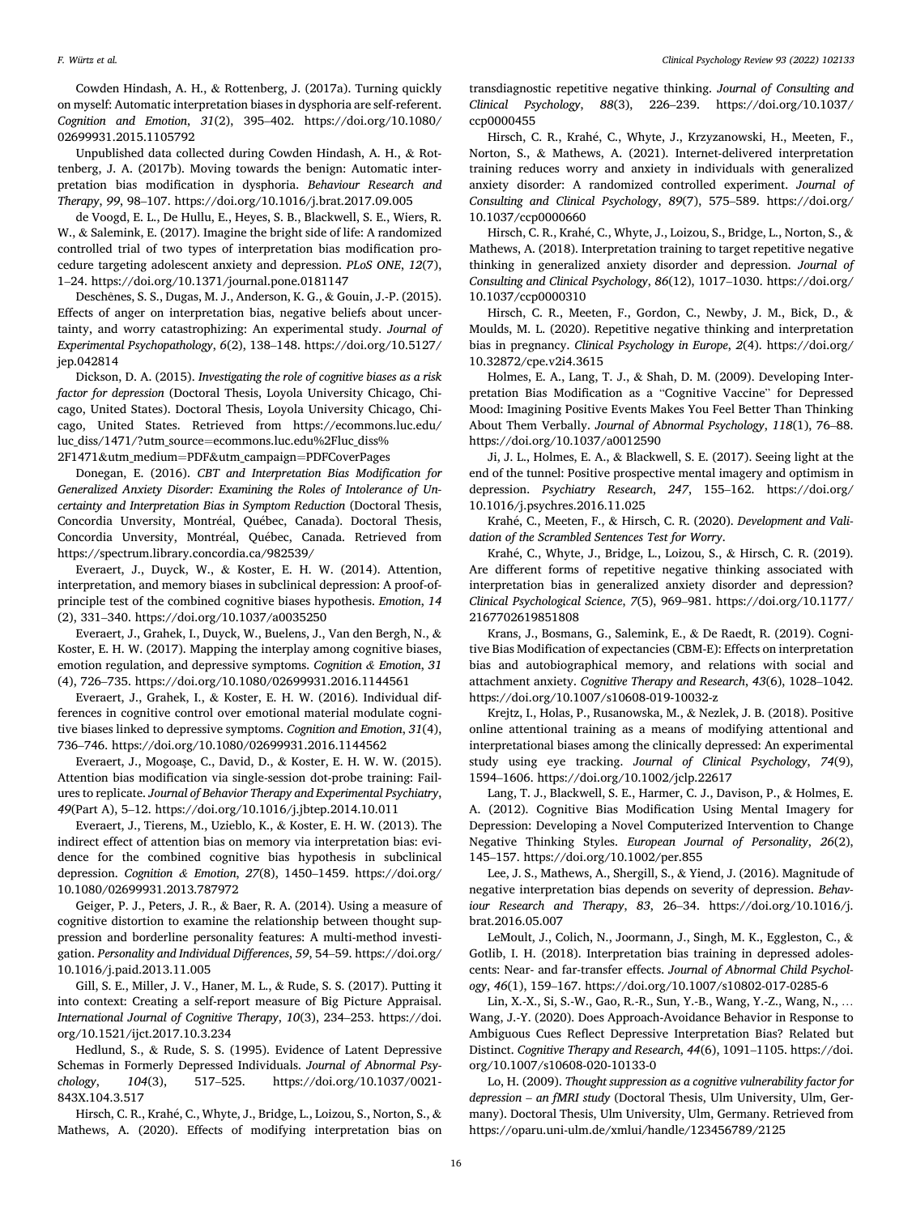Cowden Hindash, A. H., & Rottenberg, J. (2017a). Turning quickly on myself: Automatic interpretation biases in dysphoria are self-referent. *Cognition and Emotion*, *31*(2), 395–402. https://doi.org/10.1080/02699931.2015.1105792

Unpublished data collected during Cowden Hindash, A. H., & Rottenberg, J. A. (2017b). Moving towards the benign: Automatic interpretation bias modification in dysphoria. *Behaviour Research and Therapy*, *99*, 98–107. https://doi.org/10.1016/j.brat.2017.09.005

de Voogd, E. L., De Hullu, E., Heyes, S. B., Blackwell, S. E., Wiers, R. W., & Salemink, E. (2017). Imagine the bright side of life: A randomized controlled trial of two types of interpretation bias modification procedure targeting adolescent anxiety and depression. *PLoS ONE*, *12*(7), 1–24. https://doi.org/10.1371/journal.pone.0181147

Deschênes, S. S., Dugas, M. J., Anderson, K. G., & Gouin, J.-P. (2015). Effects of anger on interpretation bias, negative beliefs about uncertainty, and worry catastrophizing: An experimental study. *Journal of Experimental Psychopathology*, *6*(2), 138–148. https://doi.org/10.5127/jep.042814

Dickson, D. A. (2015). *Investigating the role of cognitive biases as a risk factor for depression* (Doctoral Thesis, Loyola University Chicago, Chicago, United States). Doctoral Thesis, Loyola University Chicago, Chicago, United States. Retrieved from https://ecommons.luc.edu/luc_diss/1471/?utm_source=ecommons.luc.edu%2Fluc_diss%2F1471&utm_medium=PDF&utm_campaign=PDFCoverPages

Donegan, E. (2016). *CBT and Interpretation Bias Modification for Generalized Anxiety Disorder: Examining the Roles of Intolerance of Uncertainty and Interpretation Bias in Symptom Reduction* (Doctoral Thesis, Concordia Unversity, Montréal, Québec, Canada). Doctoral Thesis, Concordia Unversity, Montréal, Québec, Canada. Retrieved from https://spectrum.library.concordia.ca/982539/

Everaert, J., Duyck, W., & Koster, E. H. W. (2014). Attention, interpretation, and memory biases in subclinical depression: A proof-of-principle test of the combined cognitive biases hypothesis. *Emotion*, *14*(2), 331–340. https://doi.org/10.1037/a0035250

Everaert, J., Grahek, I., Duyck, W., Buelens, J., Van den Bergh, N., & Koster, E. H. W. (2017). Mapping the interplay among cognitive biases, emotion regulation, and depressive symptoms. *Cognition & Emotion*, *31*(4), 726–735. https://doi.org/10.1080/02699931.2016.1144561

Everaert, J., Grahek, I., & Koster, E. H. W. (2016). Individual differences in cognitive control over emotional material modulate cognitive biases linked to depressive symptoms. *Cognition and Emotion*, *31*(4), 736–746. https://doi.org/10.1080/02699931.2016.1144562

Everaert, J., Mogoaşe, C., David, D., & Koster, E. H. W. W. (2015). Attention bias modification via single-session dot-probe training: Failures to replicate. *Journal of Behavior Therapy and Experimental Psychiatry*, *49*(Part A), 5–12. https://doi.org/10.1016/j.jbtep.2014.10.011

Everaert, J., Tierens, M., Uzieblo, K., & Koster, E. H. W. (2013). The indirect effect of attention bias on memory via interpretation bias: evidence for the combined cognitive bias hypothesis in subclinical depression. *Cognition & Emotion*, *27*(8), 1450–1459. https://doi.org/10.1080/02699931.2013.787972

Geiger, P. J., Peters, J. R., & Baer, R. A. (2014). Using a measure of cognitive distortion to examine the relationship between thought suppression and borderline personality features: A multi-method investigation. *Personality and Individual Differences*, *59*, 54–59. https://doi.org/10.1016/j.paid.2013.11.005

Gill, S. E., Miller, J. V., Haner, M. L., & Rude, S. S. (2017). Putting it into context: Creating a self-report measure of Big Picture Appraisal. *International Journal of Cognitive Therapy*, *10*(3), 234–253. https://doi.org/10.1521/ijct.2017.10.3.234

Hedlund, S., & Rude, S. S. (1995). Evidence of Latent Depressive Schemas in Formerly Depressed Individuals. *Journal of Abnormal Psychology*, *104*(3), 517–525. https://doi.org/10.1037/0021-843X.104.3.517

Hirsch, C. R., Krahé, C., Whyte, J., Bridge, L., Loizou, S., Norton, S., & Mathews, A. (2020). Effects of modifying interpretation bias on transdiagnostic repetitive negative thinking. *Journal of Consulting and Clinical Psychology*, *88*(3), 226–239. https://doi.org/10.1037/ccp0000455

Hirsch, C. R., Krahé, C., Whyte, J., Krzyzanowski, H., Meeten, F., Norton, S., & Mathews, A. (2021). Internet-delivered interpretation training reduces worry and anxiety in individuals with generalized anxiety disorder: A randomized controlled experiment. *Journal of Consulting and Clinical Psychology*, *89*(7), 575–589. https://doi.org/10.1037/ccp0000660

Hirsch, C. R., Krahé, C., Whyte, J., Loizou, S., Bridge, L., Norton, S., & Mathews, A. (2018). Interpretation training to target repetitive negative thinking in generalized anxiety disorder and depression. *Journal of Consulting and Clinical Psychology*, *86*(12), 1017–1030. https://doi.org/10.1037/ccp0000310

Hirsch, C. R., Meeten, F., Gordon, C., Newby, J. M., Bick, D., & Moulds, M. L. (2020). Repetitive negative thinking and interpretation bias in pregnancy. *Clinical Psychology in Europe*, *2*(4). https://doi.org/10.32872/cpe.v2i4.3615

Holmes, E. A., Lang, T. J., & Shah, D. M. (2009). Developing Interpretation Bias Modification as a "Cognitive Vaccine" for Depressed Mood: Imagining Positive Events Makes You Feel Better Than Thinking About Them Verbally. *Journal of Abnormal Psychology*, *118*(1), 76–88. https://doi.org/10.1037/a0012590

Ji, J. L., Holmes, E. A., & Blackwell, S. E. (2017). Seeing light at the end of the tunnel: Positive prospective mental imagery and optimism in depression. *Psychiatry Research*, *247*, 155–162. https://doi.org/10.1016/j.psychres.2016.11.025

Krahé, C., Meeten, F., & Hirsch, C. R. (2020). *Development and Validation of the Scrambled Sentences Test for Worry*.

Krahé, C., Whyte, J., Bridge, L., Loizou, S., & Hirsch, C. R. (2019). Are different forms of repetitive negative thinking associated with interpretation bias in generalized anxiety disorder and depression? *Clinical Psychological Science*, *7*(5), 969–981. https://doi.org/10.1177/2167702619851808

Krans, J., Bosmans, G., Salemink, E., & De Raedt, R. (2019). Cognitive Bias Modification of expectancies (CBM-E): Effects on interpretation bias and autobiographical memory, and relations with social and attachment anxiety. *Cognitive Therapy and Research*, *43*(6), 1028–1042. https://doi.org/10.1007/s10608-019-10032-z

Krejtz, I., Holas, P., Rusanowska, M., & Nezlek, J. B. (2018). Positive online attentional training as a means of modifying attentional and interpretational biases among the clinically depressed: An experimental study using eye tracking. *Journal of Clinical Psychology*, *74*(9), 1594–1606. https://doi.org/10.1002/jclp.22617

Lang, T. J., Blackwell, S. E., Harmer, C. J., Davison, P., & Holmes, E. A. (2012). Cognitive Bias Modification Using Mental Imagery for Depression: Developing a Novel Computerized Intervention to Change Negative Thinking Styles. *European Journal of Personality*, *26*(2), 145–157. https://doi.org/10.1002/per.855

Lee, J. S., Mathews, A., Shergill, S., & Yiend, J. (2016). Magnitude of negative interpretation bias depends on severity of depression. *Behaviour Research and Therapy*, *83*, 26–34. https://doi.org/10.1016/j.brat.2016.05.007

LeMoult, J., Colich, N., Joormann, J., Singh, M. K., Eggleston, C., & Gotlib, I. H. (2018). Interpretation bias training in depressed adolescents: Near- and far-transfer effects. *Journal of Abnormal Child Psychology*, *46*(1), 159–167. https://doi.org/10.1007/s10802-017-0285-6

Lin, X.-X., Si, S.-W., Gao, R.-R., Sun, Y.-B., Wang, Y.-Z., Wang, N., … Wang, J.-Y. (2020). Does Approach-Avoidance Behavior in Response to Ambiguous Cues Reflect Depressive Interpretation Bias? Related but Distinct. *Cognitive Therapy and Research*, *44*(6), 1091–1105. https://doi.org/10.1007/s10608-020-10133-0

Lo, H. (2009). *Thought suppression as a cognitive vulnerability factor for depression – an fMRI study* (Doctoral Thesis, Ulm University, Ulm, Germany). Doctoral Thesis, Ulm University, Ulm, Germany. Retrieved from https://oparu.uni-ulm.de/xmlui/handle/123456789/2125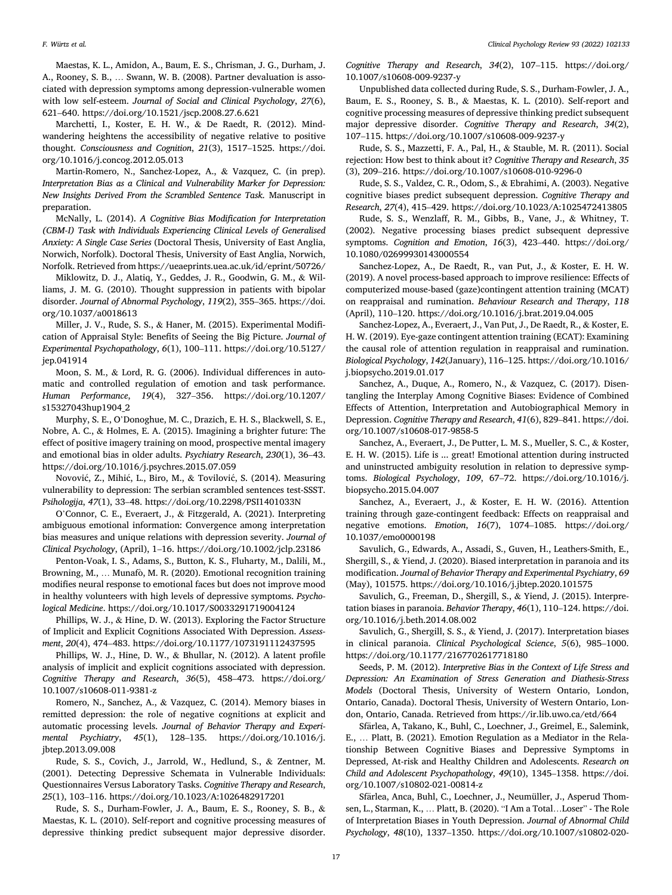Maestas, K. L., Amidon, A., Baum, E. S., Chrisman, J. G., Durham, J. A., Rooney, S. B., … Swann, W. B. (2008). Partner devaluation is associated with depression symptoms among depression-vulnerable women with low self-esteem. *Journal of Social and Clinical Psychology*, *27*(6), 621–640. https://doi.org/10.1521/jscp.2008.27.6.621

Marchetti, I., Koster, E. H. W., & De Raedt, R. (2012). Mindwandering heightens the accessibility of negative relative to positive thought. *Consciousness and Cognition*, *21*(3), 1517–1525. https://doi.org/10.1016/j.concog.2012.05.013

Martin-Romero, N., Sanchez-Lopez, A., & Vazquez, C. (in prep). *Interpretation Bias as a Clinical and Vulnerability Marker for Depression: New Insights Derived From the Scrambled Sentence Task*. Manuscript in preparation.

McNally, L. (2014). *A Cognitive Bias Modification for Interpretation (CBM-I) Task with Individuals Experiencing Clinical Levels of Generalised Anxiety: A Single Case Series* (Doctoral Thesis, University of East Anglia, Norwich, Norfolk). Doctoral Thesis, University of East Anglia, Norwich, Norfolk. Retrieved from https://ueaeprints.uea.ac.uk/id/eprint/50726/

Miklowitz, D. J., Alatiq, Y., Geddes, J. R., Goodwin, G. M., & Williams, J. M. G. (2010). Thought suppression in patients with bipolar disorder. *Journal of Abnormal Psychology*, *119*(2), 355–365. https://doi.org/10.1037/a0018613

Miller, J. V., Rude, S. S., & Haner, M. (2015). Experimental Modification of Appraisal Style: Benefits of Seeing the Big Picture. *Journal of Experimental Psychopathology*, *6*(1), 100–111. https://doi.org/10.5127/jep.041914

Moon, S. M., & Lord, R. G. (2006). Individual differences in automatic and controlled regulation of emotion and task performance. *Human Performance*, *19*(4), 327–356. https://doi.org/10.1207/s15327043hup1904_2

Murphy, S. E., O'Donoghue, M. C., Drazich, E. H. S., Blackwell, S. E., Nobre, A. C., & Holmes, E. A. (2015). Imagining a brighter future: The effect of positive imagery training on mood, prospective mental imagery and emotional bias in older adults. *Psychiatry Research*, *230*(1), 36–43. https://doi.org/10.1016/j.psychres.2015.07.059

Novović, Z., Mihić, L., Biro, M., & Tovilović, S. (2014). Measuring vulnerability to depression: The serbian scrambled sentences test-SSST. *Psihologija*, *47*(1), 33–48. https://doi.org/10.2298/PSI1401033N

O'Connor, C. E., Everaert, J., & Fitzgerald, A. (2021). Interpreting ambiguous emotional information: Convergence among interpretation bias measures and unique relations with depression severity. *Journal of Clinical Psychology*, (April), 1–16. https://doi.org/10.1002/jclp.23186

Penton-Voak, I. S., Adams, S., Button, K. S., Fluharty, M., Dalili, M., Browning, M., … Munafò, M. R. (2020). Emotional recognition training modifies neural response to emotional faces but does not improve mood in healthy volunteers with high levels of depressive symptoms. *Psychological Medicine*. https://doi.org/10.1017/S0033291719004124

Phillips, W. J., & Hine, D. W. (2013). Exploring the Factor Structure of Implicit and Explicit Cognitions Associated With Depression. *Assessment*, *20*(4), 474–483. https://doi.org/10.1177/1073191112437595

Phillips, W. J., Hine, D. W., & Bhullar, N. (2012). A latent profile analysis of implicit and explicit cognitions associated with depression. *Cognitive Therapy and Research*, *36*(5), 458–473. https://doi.org/10.1007/s10608-011-9381-z

Romero, N., Sanchez, A., & Vazquez, C. (2014). Memory biases in remitted depression: the role of negative cognitions at explicit and automatic processing levels. *Journal of Behavior Therapy and Experimental Psychiatry*, *45*(1), 128–135. https://doi.org/10.1016/j.jbtep.2013.09.008

Rude, S. S., Covich, J., Jarrold, W., Hedlund, S., & Zentner, M. (2001). Detecting Depressive Schemata in Vulnerable Individuals: Questionnaires Versus Laboratory Tasks. *Cognitive Therapy and Research*, *25*(1), 103–116. https://doi.org/10.1023/A:1026482917201

Rude, S. S., Durham-Fowler, J. A., Baum, E. S., Rooney, S. B., & Maestas, K. L. (2010). Self-report and cognitive processing measures of depressive thinking predict subsequent major depressive disorder. *Cognitive Therapy and Research*, *34*(2), 107–115. https://doi.org/10.1007/s10608-009-9237-y

Unpublished data collected during Rude, S. S., Durham-Fowler, J. A., Baum, E. S., Rooney, S. B., & Maestas, K. L. (2010). Self-report and cognitive processing measures of depressive thinking predict subsequent major depressive disorder. *Cognitive Therapy and Research*, *34*(2), 107–115. https://doi.org/10.1007/s10608-009-9237-y

Rude, S. S., Mazzetti, F. A., Pal, H., & Stauble, M. R. (2011). Social rejection: How best to think about it? *Cognitive Therapy and Research*, *35* (3), 209–216. https://doi.org/10.1007/s10608-010-9296-0

Rude, S. S., Valdez, C. R., Odom, S., & Ebrahimi, A. (2003). Negative cognitive biases predict subsequent depression. *Cognitive Therapy and Research*, *27*(4), 415–429. https://doi.org/10.1023/A:1025472413805

Rude, S. S., Wenzlaff, R. M., Gibbs, B., Vane, J., & Whitney, T. (2002). Negative processing biases predict subsequent depressive symptoms. *Cognition and Emotion*, *16*(3), 423–440. https://doi.org/10.1080/02699930143000554

Sanchez-Lopez, A., De Raedt, R., van Put, J., & Koster, E. H. W. (2019). A novel process-based approach to improve resilience: Effects of computerized mouse-based (gaze)contingent attention training (MCAT) on reappraisal and rumination. *Behaviour Research and Therapy*, *118* (April), 110–120. https://doi.org/10.1016/j.brat.2019.04.005

Sanchez-Lopez, A., Everaert, J., Van Put, J., De Raedt, R., & Koster, E. H. W. (2019). Eye-gaze contingent attention training (ECAT): Examining the causal role of attention regulation in reappraisal and rumination. *Biological Psychology*, *142*(January), 116–125. https://doi.org/10.1016/j.biopsycho.2019.01.017

Sanchez, A., Duque, A., Romero, N., & Vazquez, C. (2017). Disentangling the Interplay Among Cognitive Biases: Evidence of Combined Effects of Attention, Interpretation and Autobiographical Memory in Depression. *Cognitive Therapy and Research*, *41*(6), 829–841. https://doi.org/10.1007/s10608-017-9858-5

Sanchez, A., Everaert, J., De Putter, L. M. S., Mueller, S. C., & Koster, E. H. W. (2015). Life is … great! Emotional attention during instructed and uninstructed ambiguity resolution in relation to depressive symptoms. *Biological Psychology*, *109*, 67–72. https://doi.org/10.1016/j.biopsycho.2015.04.007

Sanchez, A., Everaert, J., & Koster, E. H. W. (2016). Attention training through gaze-contingent feedback: Effects on reappraisal and negative emotions. *Emotion*, *16*(7), 1074–1085. https://doi.org/10.1037/emo0000198

Savulich, G., Edwards, A., Assadi, S., Guven, H., Leathers-Smith, E., Shergill, S., & Yiend, J. (2020). Biased interpretation in paranoia and its modification. *Journal of Behavior Therapy and Experimental Psychiatry*, *69* (May), 101575. https://doi.org/10.1016/j.jbtep.2020.101575

Savulich, G., Freeman, D., Shergill, S., & Yiend, J. (2015). Interpretation biases in paranoia. *Behavior Therapy*, *46*(1), 110–124. https://doi.org/10.1016/j.beth.2014.08.002

Savulich, G., Shergill, S. S., & Yiend, J. (2017). Interpretation biases in clinical paranoia. *Clinical Psychological Science*, *5*(6), 985–1000. https://doi.org/10.1177/2167702617718180

Seeds, P. M. (2012). *Interpretive Bias in the Context of Life Stress and Depression: An Examination of Stress Generation and Diathesis-Stress Models* (Doctoral Thesis, University of Western Ontario, London, Ontario, Canada). Doctoral Thesis, University of Western Ontario, London, Ontario, Canada. Retrieved from https://ir.lib.uwo.ca/etd/664

Sfärlea, A, Takano, K., Buhl, C., Loechner, J., Greimel, E., Salemink, E., … Platt, B. (2021). Emotion Regulation as a Mediator in the Relationship Between Cognitive Biases and Depressive Symptoms in Depressed, At-risk and Healthy Children and Adolescents. *Research on Child and Adolescent Psychopathology*, *49*(10), 1345–1358. https://doi.org/10.1007/s10802-021-00814-z

Sfärlea, Anca, Buhl, C., Loechner, J., Neumüller, J., Asperud Thomsen, L., Starman, K., … Platt, B. (2020). "I Am a Total…Loser" - The Role of Interpretation Biases in Youth Depression. *Journal of Abnormal Child Psychology*, *48*(10), 1337–1350. https://doi.org/10.1007/s10802-020-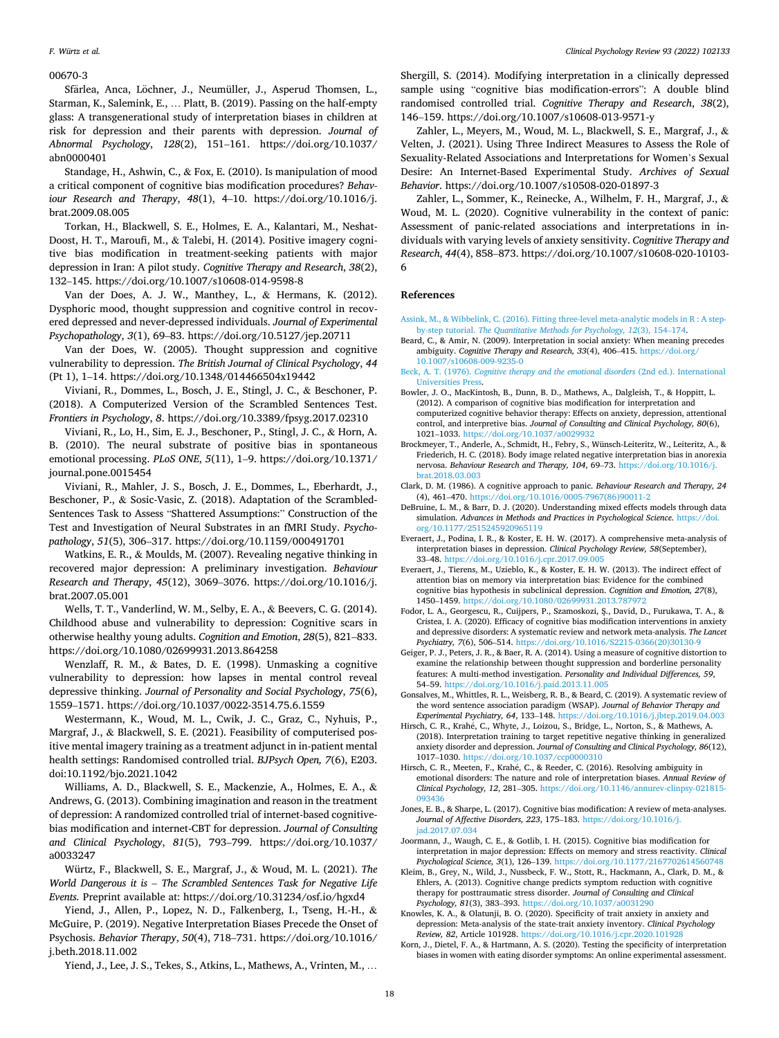00670-3

Sfärlea, Anca, Löchner, J., Neumüller, J., Asperud Thomsen, L., Starman, K., Salemink, E., … Platt, B. (2019). Passing on the half-empty glass: A transgenerational study of interpretation biases in children at risk for depression and their parents with depression. *Journal of Abnormal Psychology*, *128*(2), 151–161. https://doi.org/10.1037/abn0000401

Standage, H., Ashwin, C., & Fox, E. (2010). Is manipulation of mood a critical component of cognitive bias modification procedures? *Behaviour Research and Therapy*, *48*(1), 4–10. https://doi.org/10.1016/j.brat.2009.08.005

Torkan, H., Blackwell, S. E., Holmes, E. A., Kalantari, M., Neshat-Doost, H. T., Maroufi, M., & Talebi, H. (2014). Positive imagery cognitive bias modification in treatment-seeking patients with major depression in Iran: A pilot study. *Cognitive Therapy and Research*, *38*(2), 132–145. https://doi.org/10.1007/s10608-014-9598-8

Van der Does, A. J. W., Manthey, L., & Hermans, K. (2012). Dysphoric mood, thought suppression and cognitive control in recovered depressed and never-depressed individuals. *Journal of Experimental Psychopathology*, *3*(1), 69–83. https://doi.org/10.5127/jep.20711

Van der Does, W. (2005). Thought suppression and cognitive vulnerability to depression. *The British Journal of Clinical Psychology*, *44* (Pt 1), 1–14. https://doi.org/10.1348/014466504x19442

Viviani, R., Dommes, L., Bosch, J. E., Stingl, J. C., & Beschoner, P. (2018). A Computerized Version of the Scrambled Sentences Test. *Frontiers in Psychology*, *8*. https://doi.org/10.3389/fpsyg.2017.02310

Viviani, R., Lo, H., Sim, E. J., Beschoner, P., Stingl, J. C., & Horn, A. B. (2010). The neural substrate of positive bias in spontaneous emotional processing. *PLoS ONE*, *5*(11), 1–9. https://doi.org/10.1371/journal.pone.0015454

Viviani, R., Mahler, J. S., Bosch, J. E., Dommes, L., Eberhardt, J., Beschoner, P., & Sosic-Vasic, Z. (2018). Adaptation of the Scrambled-Sentences Task to Assess "Shattered Assumptions:" Construction of the Test and Investigation of Neural Substrates in an fMRI Study. *Psychopathology*, *51*(5), 306–317. https://doi.org/10.1159/000491701

Watkins, E. R., & Moulds, M. (2007). Revealing negative thinking in recovered major depression: A preliminary investigation. *Behaviour Research and Therapy*, *45*(12), 3069–3076. https://doi.org/10.1016/j.brat.2007.05.001

Wells, T. T., Vanderlind, W. M., Selby, E. A., & Beevers, C. G. (2014). Childhood abuse and vulnerability to depression: Cognitive scars in otherwise healthy young adults. *Cognition and Emotion*, *28*(5), 821–833. https://doi.org/10.1080/02699931.2013.864258

Wenzlaff, R. M., & Bates, D. E. (1998). Unmasking a cognitive vulnerability to depression: how lapses in mental control reveal depressive thinking. *Journal of Personality and Social Psychology*, *75*(6), 1559–1571. https://doi.org/10.1037/0022-3514.75.6.1559

Westermann, K., Woud, M. L., Cwik, J. C., Graz, C., Nyhuis, P., Margraf, J., & Blackwell, S. E. (2021). Feasibility of computerised positive mental imagery training as a treatment adjunct in in-patient mental health settings: Randomised controlled trial. *BJPsych Open, 7*(6), E203. doi:10.1192/bjo.2021.1042

Williams, A. D., Blackwell, S. E., Mackenzie, A., Holmes, E. A., & Andrews, G. (2013). Combining imagination and reason in the treatment of depression: A randomized controlled trial of internet-based cognitive-bias modification and internet-CBT for depression. *Journal of Consulting and Clinical Psychology*, *81*(5), 793–799. https://doi.org/10.1037/a0033247

Würtz, F., Blackwell, S. E., Margraf, J., & Woud, M. L. (2021). *The World Dangerous it is – The Scrambled Sentences Task for Negative Life Events.* Preprint available at: https://doi.org/10.31234/osf.io/hgxd4

Yiend, J., Allen, P., Lopez, N. D., Falkenberg, I., Tseng, H.-H., & McGuire, P. (2019). Negative Interpretation Biases Precede the Onset of Psychosis. *Behavior Therapy*, *50*(4), 718–731. https://doi.org/10.1016/j.beth.2018.11.002

Yiend, J., Lee, J. S., Tekes, S., Atkins, L., Mathews, A., Vrinten, M., … Shergill, S. (2014). Modifying interpretation in a clinically depressed sample using "cognitive bias modification-errors": A double blind randomised controlled trial. *Cognitive Therapy and Research*, *38*(2), 146–159. https://doi.org/10.1007/s10608-013-9571-y

Zahler, L., Meyers, M., Woud, M. L., Blackwell, S. E., Margraf, J., & Velten, J. (2021). Using Three Indirect Measures to Assess the Role of Sexuality-Related Associations and Interpretations for Women's Sexual Desire: An Internet-Based Experimental Study. *Archives of Sexual Behavior*. https://doi.org/10.1007/s10508-020-01897-3

Zahler, L., Sommer, K., Reinecke, A., Wilhelm, F. H., Margraf, J., & Woud, M. L. (2020). Cognitive vulnerability in the context of panic: Assessment of panic-related associations and interpretations in individuals with varying levels of anxiety sensitivity. *Cognitive Therapy and Research*, *44*(4), 858–873. https://doi.org/10.1007/s10608-020-10103-6

## References

Assink, M., & Wibbelink, C. (2016). Fitting three-level meta-analytic models in R : A step-by-step tutorial. *The Quantitative Methods for Psychology, 12*(3), 154–174.

Beard, C., & Amir, N. (2009). Interpretation in social anxiety: When meaning precedes ambiguity. *Cognitive Therapy and Research, 33*(4), 406–415. https://doi.org/10.1007/s10608-009-9235-0

Beck, A. T. (1976). *Cognitive therapy and the emotional disorders* (2nd ed.). International Universities Press.

Bowler, J. O., MacKintosh, B., Dunn, B. D., Mathews, A., Dalgleish, T., & Hoppitt, L. (2012). A comparison of cognitive bias modification for interpretation and computerized cognitive behavior therapy: Effects on anxiety, depression, attentional control, and interpretive bias. *Journal of Consulting and Clinical Psychology, 80*(6), 1021–1033. https://doi.org/10.1037/a0029932

Brockmeyer, T., Anderle, A., Schmidt, H., Febry, S., Wünsch-Leiteritz, W., Leiteritz, A., & Friederich, H. C. (2018). Body image related negative interpretation bias in anorexia nervosa. *Behaviour Research and Therapy, 104*, 69–73. https://doi.org/10.1016/j.brat.2018.03.003

Clark, D. M. (1986). A cognitive approach to panic. *Behaviour Research and Therapy, 24* (4), 461–470. https://doi.org/10.1016/0005-7967(86)90011-2

DeBruine, L. M., & Barr, D. J. (2020). Understanding mixed effects models through data simulation. *Advances in Methods and Practices in Psychological Science.* https://doi.org/10.1177/2515245920965119

Everaert, J., Podina, I. R., & Koster, E. H. W. (2017). A comprehensive meta-analysis of interpretation biases in depression. *Clinical Psychology Review, 58*(September), 33–48. https://doi.org/10.1016/j.cpr.2017.09.005

Everaert, J., Tierens, M., Uzieblo, K., & Koster, E. H. W. (2013). The indirect effect of attention bias on memory via interpretation bias: Evidence for the combined cognitive bias hypothesis in subclinical depression. *Cognition and Emotion, 27*(8), 1450–1459. https://doi.org/10.1080/02699931.2013.787972

Fodor, L. A., Georgescu, R., Cuijpers, P., Szamoskozi, Ş., David, D., Furukawa, T. A., & Cristea, I. A. (2020). Efficacy of cognitive bias modification interventions in anxiety and depressive disorders: A systematic review and network meta-analysis. *The Lancet Psychiatry, 7*(6), 506–514. https://doi.org/10.1016/S2215-0366(20)30130-9

Geiger, P. J., Peters, J. R., & Baer, R. A. (2014). Using a measure of cognitive distortion to examine the relationship between thought suppression and borderline personality features: A multi-method investigation. *Personality and Individual Differences, 59*, 54–59. https://doi.org/10.1016/j.paid.2013.11.005

Gonsalves, M., Whittles, R. L., Weisberg, R. B., & Beard, C. (2019). A systematic review of the word sentence association paradigm (WSAP). *Journal of Behavior Therapy and Experimental Psychiatry, 64*, 133–148. https://doi.org/10.1016/j.jbtep.2019.04.003

Hirsch, C. R., Krahé, C., Whyte, J., Loizou, S., Bridge, L., Norton, S., & Mathews, A. (2018). Interpretation training to target repetitive negative thinking in generalized anxiety disorder and depression. *Journal of Consulting and Clinical Psychology, 86*(12), 1017–1030. https://doi.org/10.1037/ccp0000310

Hirsch, C. R., Meeten, F., Krahé, C., & Reeder, C. (2016). Resolving ambiguity in emotional disorders: The nature and role of interpretation biases. *Annual Review of Clinical Psychology, 12*, 281–305. https://doi.org/10.1146/annurev-clinpsy-021815-093436

Jones, E. B., & Sharpe, L. (2017). Cognitive bias modification: A review of meta-analyses. *Journal of Affective Disorders, 223*, 175–183. https://doi.org/10.1016/j.jad.2017.07.034

Joormann, J., Waugh, C. E., & Gotlib, I. H. (2015). Cognitive bias modification for interpretation in major depression: Effects on memory and stress reactivity. *Clinical Psychological Science, 3*(1), 126–139. https://doi.org/10.1177/2167702614560748

Kleim, B., Grey, N., Wild, J., Nussbeck, F. W., Stott, R., Hackmann, A., Clark, D. M., & Ehlers, A. (2013). Cognitive change predicts symptom reduction with cognitive therapy for posttraumatic stress disorder. *Journal of Consulting and Clinical Psychology, 81*(3), 383–393. https://doi.org/10.1037/a0031290

Knowles, K. A., & Olatunji, B. O. (2020). Specificity of trait anxiety in anxiety and depression: Meta-analysis of the state-trait anxiety inventory. *Clinical Psychology Review, 82*, Article 101928. https://doi.org/10.1016/j.cpr.2020.101928

Korn, J., Dietel, F. A., & Hartmann, A. S. (2020). Testing the specificity of interpretation biases in women with eating disorder symptoms: An online experimental assessment.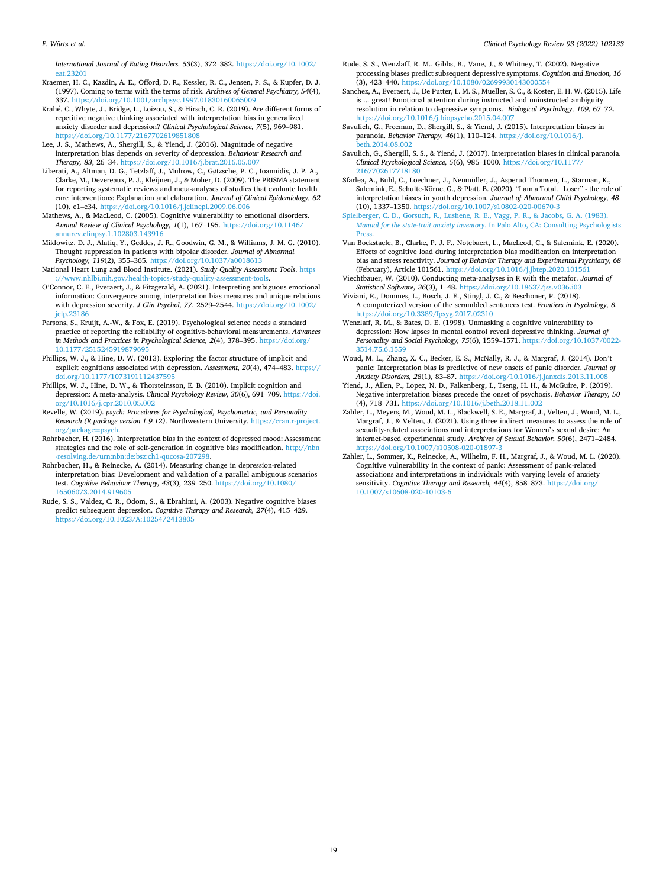*International Journal of Eating Disorders, 53*(3), 372–382. https://doi.org/10.1002/eat.23201

Kraemer, H. C., Kazdin, A. E., Offord, D. R., Kessler, R. C., Jensen, P. S., & Kupfer, D. J. (1997). Coming to terms with the terms of risk. *Archives of General Psychiatry, 54*(4), 337. https://doi.org/10.1001/archpsyc.1997.01830160065009

Krahé, C., Whyte, J., Bridge, L., Loizou, S., & Hirsch, C. R. (2019). Are different forms of repetitive negative thinking associated with interpretation bias in generalized anxiety disorder and depression? *Clinical Psychological Science, 7*(5), 969–981. https://doi.org/10.1177/2167702619851808

Lee, J. S., Mathews, A., Shergill, S., & Yiend, J. (2016). Magnitude of negative interpretation bias depends on severity of depression. *Behaviour Research and Therapy, 83*, 26–34. https://doi.org/10.1016/j.brat.2016.05.007

Liberati, A., Altman, D. G., Tetzlaff, J., Mulrow, C., Gøtzsche, P. C., Ioannidis, J. P. A., Clarke, M., Devereaux, P. J., Kleijnen, J., & Moher, D. (2009). The PRISMA statement for reporting systematic reviews and meta-analyses of studies that evaluate health care interventions: Explanation and elaboration. *Journal of Clinical Epidemiology, 62* (10), e1–e34. https://doi.org/10.1016/j.jclinepi.2009.06.006

Mathews, A., & MacLeod, C. (2005). Cognitive vulnerability to emotional disorders. *Annual Review of Clinical Psychology, 1*(1), 167–195. https://doi.org/10.1146/annurev.clinpsy.1.102803.143916

Miklowitz, D. J., Alatiq, Y., Geddes, J. R., Goodwin, G. M., & Williams, J. M. G. (2010). Thought suppression in patients with bipolar disorder. *Journal of Abnormal Psychology, 119*(2), 355–365. https://doi.org/10.1037/a0018613

National Heart Lung and Blood Institute. (2021). *Study Quality Assessment Tools*. https://www.nhlbi.nih.gov/health-topics/study-quality-assessment-tools.

O'Connor, C. E., Everaert, J., & Fitzgerald, A. (2021). Interpreting ambiguous emotional information: Convergence among interpretation bias measures and unique relations with depression severity. *J Clin Psychol, 77*, 2529–2544. https://doi.org/10.1002/jclp.23186

Parsons, S., Kruijt, A.-W., & Fox, E. (2019). Psychological science needs a standard practice of reporting the reliability of cognitive-behavioral measurements. *Advances in Methods and Practices in Psychological Science, 2*(4), 378–395. https://doi.org/10.1177/2515245919879695

Phillips, W. J., & Hine, D. W. (2013). Exploring the factor structure of implicit and explicit cognitions associated with depression. *Assessment, 20*(4), 474–483. https://doi.org/10.1177/1073191112437595

Phillips, W. J., Hine, D. W., & Thorsteinsson, E. B. (2010). Implicit cognition and depression: A meta-analysis. *Clinical Psychology Review, 30*(6), 691–709. https://doi.org/10.1016/j.cpr.2010.05.002

Revelle, W. (2019). *psych: Procedures for Psychological, Psychometric, and Personality Research (R package version 1.9.12)*. Northwestern University. https://cran.r-project.org/package=psych.

Rohrbacher, H. (2016). Interpretation bias in the context of depressed mood: Assessment strategies and the role of self-generation in cognitive bias modification. http://nbn-resolving.de/urn:nbn:de:bsz:ch1-qucosa-207298.

Rohrbacher, H., & Reinecke, A. (2014). Measuring change in depression-related interpretation bias: Development and validation of a parallel ambiguous scenarios test. *Cognitive Behaviour Therapy, 43*(3), 239–250. https://doi.org/10.1080/16506073.2014.919605

Rude, S. S., Valdez, C. R., Odom, S., & Ebrahimi, A. (2003). Negative cognitive biases predict subsequent depression. *Cognitive Therapy and Research, 27*(4), 415–429. https://doi.org/10.1023/A:1025472413805

Rude, S. S., Wenzlaff, R. M., Gibbs, B., Vane, J., & Whitney, T. (2002). Negative processing biases predict subsequent depressive symptoms. *Cognition and Emotion, 16* (3), 423–440. https://doi.org/10.1080/02699930143000554

Sanchez, A., Everaert, J., De Putter, L. M. S., Mueller, S. C., & Koster, E. H. W. (2015). Life is … great! Emotional attention during instructed and uninstructed ambiguity resolution in relation to depressive symptoms. *Biological Psychology, 109*, 67–72. https://doi.org/10.1016/j.biopsycho.2015.04.007

Savulich, G., Freeman, D., Shergill, S., & Yiend, J. (2015). Interpretation biases in paranoia. *Behavior Therapy, 46*(1), 110–124. https://doi.org/10.1016/j.beth.2014.08.002

Savulich, G., Shergill, S. S., & Yiend, J. (2017). Interpretation biases in clinical paranoia. *Clinical Psychological Science, 5*(6), 985–1000. https://doi.org/10.1177/2167702617718180

Sfärlea, A., Buhl, C., Loechner, J., Neumüller, J., Asperud Thomsen, L., Starman, K., Salemink, E., Schulte-Körne, G., & Platt, B. (2020). "I am a Total…Loser" - the role of interpretation biases in youth depression. *Journal of Abnormal Child Psychology, 48* (10), 1337–1350. https://doi.org/10.1007/s10802-020-00670-3

Spielberger, C. D., Gorsuch, R., Lushene, R. E., Vagg, P. R., & Jacobs, G. A. (1983). *Manual for the state-trait anxiety inventory*. In Palo Alto, CA: Consulting Psychologists Press.

Van Bockstaele, B., Clarke, P. J. F., Notebaert, L., MacLeod, C., & Salemink, E. (2020). Effects of cognitive load during interpretation bias modification on interpretation bias and stress reactivity. *Journal of Behavior Therapy and Experimental Psychiatry, 68* (February), Article 101561. https://doi.org/10.1016/j.jbtep.2020.101561

Viechtbauer, W. (2010). Conducting meta-analyses in R with the metafor. *Journal of Statistical Software, 36*(3), 1–48. https://doi.org/10.18637/jss.v036.i03

Viviani, R., Dommes, L., Bosch, J. E., Stingl, J. C., & Beschoner, P. (2018). A computerized version of the scrambled sentences test. *Frontiers in Psychology, 8*. https://doi.org/10.3389/fpsyg.2017.02310

Wenzlaff, R. M., & Bates, D. E. (1998). Unmasking a cognitive vulnerability to depression: How lapses in mental control reveal depressive thinking. *Journal of Personality and Social Psychology, 75*(6), 1559–1571. https://doi.org/10.1037/0022-3514.75.6.1559

Woud, M. L., Zhang, X. C., Becker, E. S., McNally, R. J., & Margraf, J. (2014). Don't panic: Interpretation bias is predictive of new onsets of panic disorder. *Journal of Anxiety Disorders, 28*(1), 83–87. https://doi.org/10.1016/j.janxdis.2013.11.008

Yiend, J., Allen, P., Lopez, N. D., Falkenberg, I., Tseng, H. H., & McGuire, P. (2019). Negative interpretation biases precede the onset of psychosis. *Behavior Therapy, 50* (4), 718–731. https://doi.org/10.1016/j.beth.2018.11.002

Zahler, L., Meyers, M., Woud, M. L., Blackwell, S. E., Margraf, J., Velten, J., Woud, M. L., Margraf, J., & Velten, J. (2021). Using three indirect measures to assess the role of sexuality-related associations and interpretations for Women's sexual desire: An internet-based experimental study. *Archives of Sexual Behavior, 50*(6), 2471–2484. https://doi.org/10.1007/s10508-020-01897-3

Zahler, L., Sommer, K., Reinecke, A., Wilhelm, F. H., Margraf, J., & Woud, M. L. (2020). Cognitive vulnerability in the context of panic: Assessment of panic-related associations and interpretations in individuals with varying levels of anxiety sensitivity. *Cognitive Therapy and Research, 44*(4), 858–873. https://doi.org/10.1007/s10608-020-10103-6